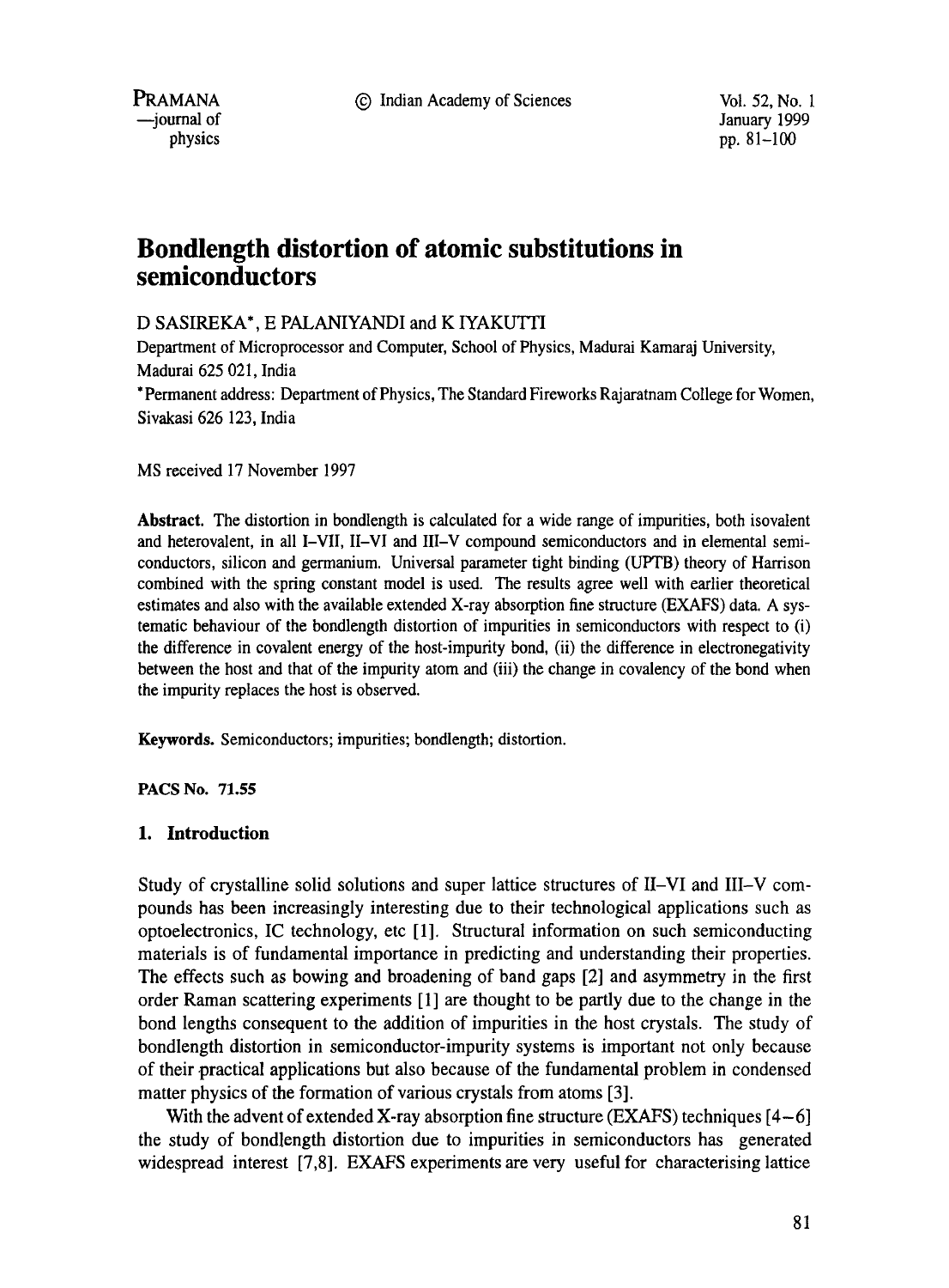# Bondlength distortion of atomic substitutions in semiconductors

D SASIREKA*, E PALANIYANDI and K IYAKUTTI

Department of Microprocessor and Computer, School of Physics, Madurai Kamaraj University, Madurai 625 021, India

*Permanent address: Department of Physics, The Standard Fireworks Rajaratnam College for Women, Sivakasi 626 123, India

MS received 17 November 1997

**Abstract.** The distortion in bondlength is calculated for a wide range of impurities, both isovalent and heterovalent, in all I–VII, II–VI and III–V compound semiconductors and in elemental semiconductors, silicon and germanium. Universal parameter tight binding (UPTB) theory of Harrison combined with the spring constant model is used. The results agree well with earlier theoretical estimates and also with the available extended X-ray absorption fine structure (EXAFS) data. A systematic behaviour of the bondlength distortion of impurities in semiconductors with respect to (i) the difference in covalent energy of the host-impurity bond, (ii) the difference in electronegativity between the host and that of the impurity atom and (iii) the change in covalency of the bond when the impurity replaces the host is observed.

**Keywords.** Semiconductors; impurities; bondlength; distortion.

**PACS No. 71.55**

## 1. Introduction

Study of crystalline solid solutions and super lattice structures of II–VI and III–V compounds has been increasingly interesting due to their technological applications such as optoelectronics, IC technology, etc [1]. Structural information on such semiconducting materials is of fundamental importance in predicting and understanding their properties. The effects such as bowing and broadening of band gaps [2] and asymmetry in the first order Raman scattering experiments [1] are thought to be partly due to the change in the bond lengths consequent to the addition of impurities in the host crystals. The study of bondlength distortion in semiconductor-impurity systems is important not only because of their practical applications but also because of the fundamental problem in condensed matter physics of the formation of various crystals from atoms [3].

With the advent of extended X-ray absorption fine structure (EXAFS) techniques [4–6] the study of bondlength distortion due to impurities in semiconductors has generated widespread interest [7,8]. EXAFS experiments are very useful for characterising lattice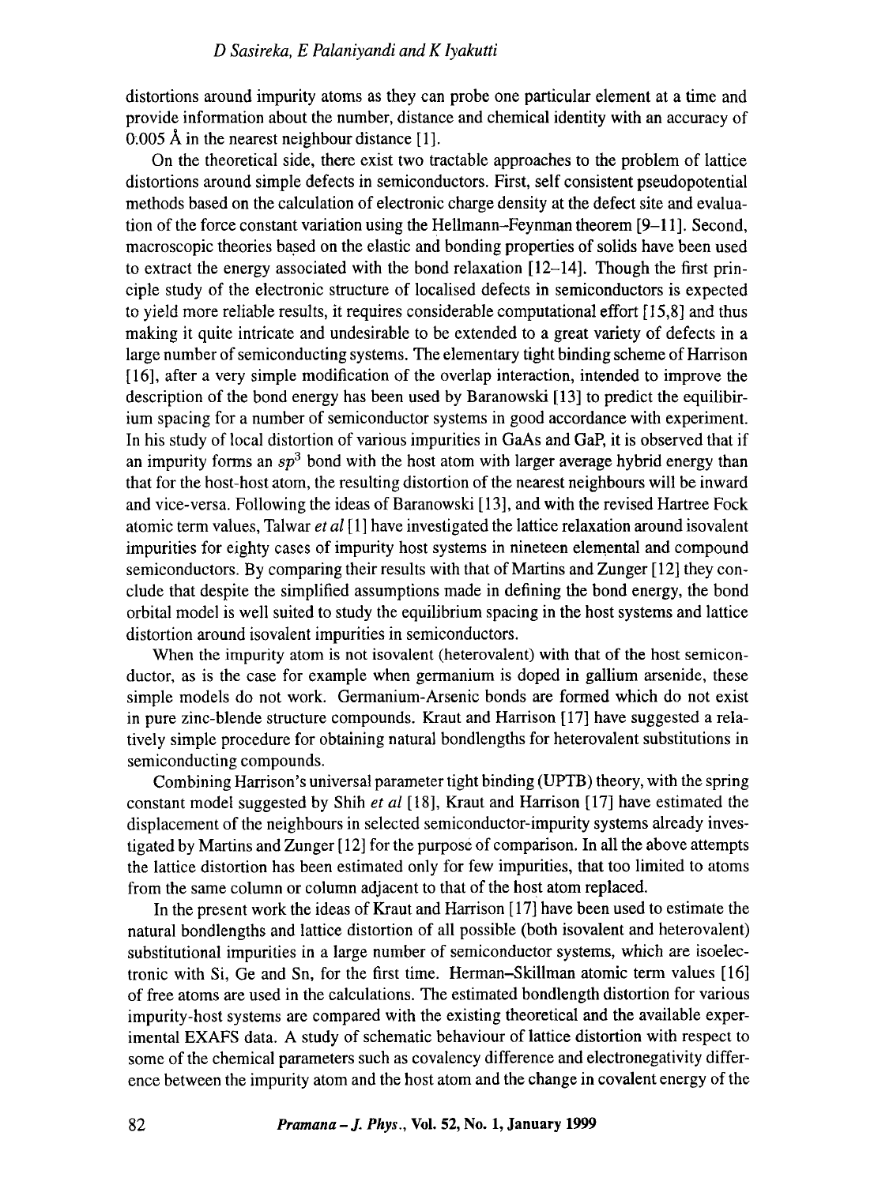distortions around impurity atoms as they can probe one particular element at a time and provide information about the number, distance and chemical identity with an accuracy of 0.005 Å in the nearest neighbour distance [1].

On the theoretical side, there exist two tractable approaches to the problem of lattice distortions around simple defects in semiconductors. First, self consistent pseudopotential methods based on the calculation of electronic charge density at the defect site and evaluation of the force constant variation using the Hellmann–Feynman theorem [9–11]. Second, macroscopic theories based on the elastic and bonding properties of solids have been used to extract the energy associated with the bond relaxation [12–14]. Though the first principle study of the electronic structure of localised defects in semiconductors is expected to yield more reliable results, it requires considerable computational effort [15,8] and thus making it quite intricate and undesirable to be extended to a great variety of defects in a large number of semiconducting systems. The elementary tight binding scheme of Harrison [16], after a very simple modification of the overlap interaction, intended to improve the description of the bond energy has been used by Baranowski [13] to predict the equilibirium spacing for a number of semiconductor systems in good accordance with experiment. In his study of local distortion of various impurities in GaAs and GaP, it is observed that if an impurity forms an $sp^3$ bond with the host atom with larger average hybrid energy than that for the host-host atom, the resulting distortion of the nearest neighbours will be inward and vice-versa. Following the ideas of Baranowski [13], and with the revised Hartree Fock atomic term values, Talwar *et al* [1] have investigated the lattice relaxation around isovalent impurities for eighty cases of impurity host systems in nineteen elemental and compound semiconductors. By comparing their results with that of Martins and Zunger [12] they conclude that despite the simplified assumptions made in defining the bond energy, the bond orbital model is well suited to study the equilibrium spacing in the host systems and lattice distortion around isovalent impurities in semiconductors.

When the impurity atom is not isovalent (heterovalent) with that of the host semiconductor, as is the case for example when germanium is doped in gallium arsenide, these simple models do not work. Germanium-Arsenic bonds are formed which do not exist in pure zinc-blende structure compounds. Kraut and Harrison [17] have suggested a relatively simple procedure for obtaining natural bondlengths for heterovalent substitutions in semiconducting compounds.

Combining Harrison's universal parameter tight binding (UPTB) theory, with the spring constant model suggested by Shih *et al* [18], Kraut and Harrison [17] have estimated the displacement of the neighbours in selected semiconductor-impurity systems already investigated by Martins and Zunger [12] for the purpose of comparison. In all the above attempts the lattice distortion has been estimated only for few impurities, that too limited to atoms from the same column or column adjacent to that of the host atom replaced.

In the present work the ideas of Kraut and Harrison [17] have been used to estimate the natural bondlengths and lattice distortion of all possible (both isovalent and heterovalent) substitutional impurities in a large number of semiconductor systems, which are isoelectronic with Si, Ge and Sn, for the first time. Herman–Skillman atomic term values [16] of free atoms are used in the calculations. The estimated bondlength distortion for various impurity-host systems are compared with the existing theoretical and the available experimental EXAFS data. A study of schematic behaviour of lattice distortion with respect to some of the chemical parameters such as covalency difference and electronegativity difference between the impurity atom and the host atom and the change in covalent energy of the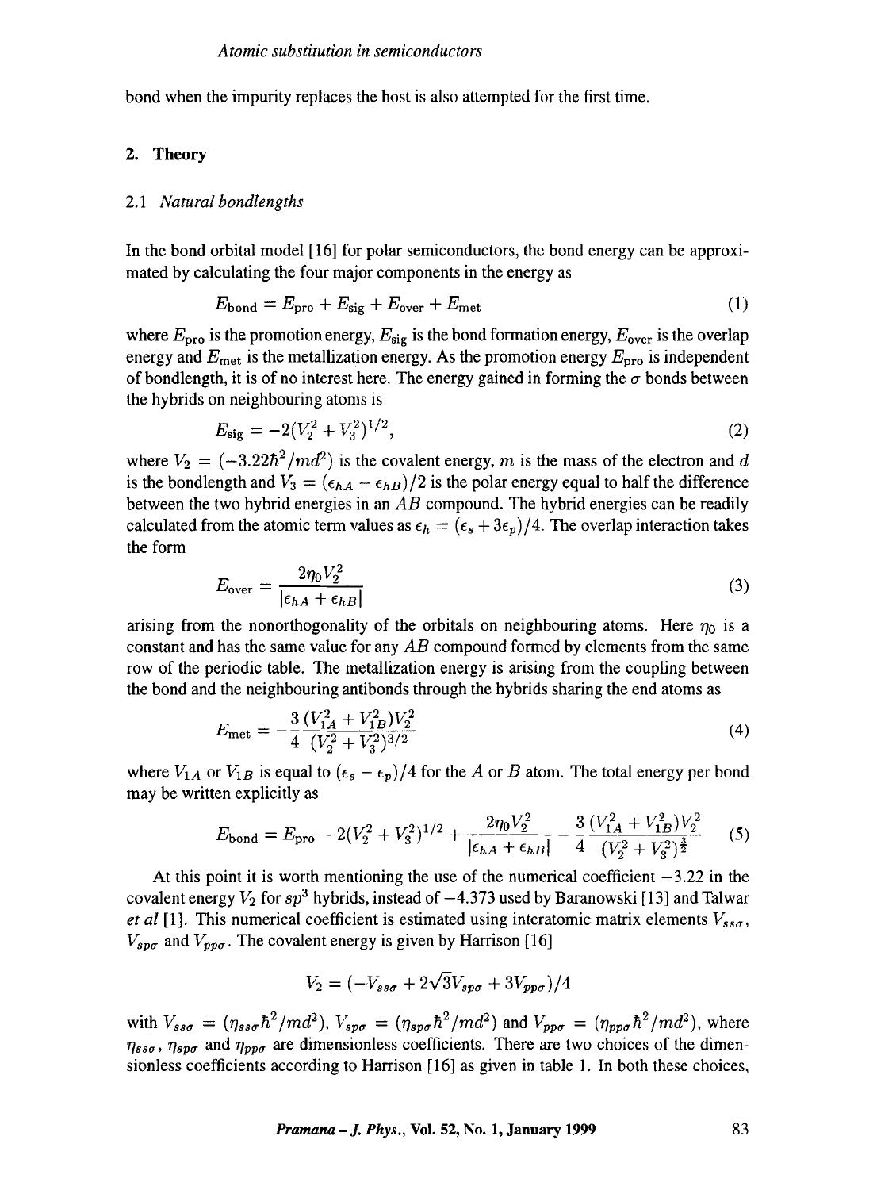bond when the impurity replaces the host is also attempted for the first time.

## 2. Theory

### 2.1 *Natural bondlengths*

In the bond orbital model [16] for polar semiconductors, the bond energy can be approximated by calculating the four major components in the energy as

$$E_{\text{bond}} = E_{\text{pro}} + E_{\text{sig}} + E_{\text{over}} + E_{\text{met}} \tag{1}$$

where $E_{\text{pro}}$ is the promotion energy, $E_{\text{sig}}$ is the bond formation energy, $E_{\text{over}}$ is the overlap energy and $E_{\text{met}}$ is the metallization energy. As the promotion energy $E_{\text{pro}}$ is independent of bondlength, it is of no interest here. The energy gained in forming the $\sigma$ bonds between the hybrids on neighbouring atoms is

$$E_{\text{sig}} = -2(V_2^2 + V_3^2)^{1/2}, \tag{2}$$

where $V_2 = (-3.22\hbar^2/md^2)$ is the covalent energy, $m$ is the mass of the electron and $d$ is the bondlength and $V_3 = (\epsilon_{hA} - \epsilon_{hB})/2$ is the polar energy equal to half the difference between the two hybrid energies in an $AB$ compound. The hybrid energies can be readily calculated from the atomic term values as $\epsilon_h = (\epsilon_s + 3\epsilon_p)/4$. The overlap interaction takes the form

$$E_{\text{over}} = \frac{2\eta_0 V_2^2}{|\epsilon_{hA} + \epsilon_{hB}|} \tag{3}$$

arising from the nonorthogonality of the orbitals on neighbouring atoms. Here $\eta_0$ is a constant and has the same value for any $AB$ compound formed by elements from the same row of the periodic table. The metallization energy is arising from the coupling between the bond and the neighbouring antibonds through the hybrids sharing the end atoms as

$$E_{\text{met}} = -\frac{3}{4}\frac{(V_{1A}^2 + V_{1B}^2)V_2^2}{(V_2^2 + V_3^2)^{3/2}} \tag{4}$$

where $V_{1A}$ or $V_{1B}$ is equal to $(\epsilon_s - \epsilon_p)/4$ for the $A$ or $B$ atom. The total energy per bond may be written explicitly as

$$E_{\text{bond}} = E_{\text{pro}} - 2(V_2^2 + V_3^2)^{1/2} + \frac{2\eta_0 V_2^2}{|\epsilon_{hA} + \epsilon_{hB}|} - \frac{3}{4}\frac{(V_{1A}^2 + V_{1B}^2)V_2^2}{(V_2^2 + V_3^2)^{\frac{3}{2}}} \tag{5}$$

At this point it is worth mentioning the use of the numerical coefficient $-3.22$ in the covalent energy $V_2$ for $sp^3$ hybrids, instead of $-4.373$ used by Baranowski [13] and Talwar *et al* [1]. This numerical coefficient is estimated using interatomic matrix elements $V_{ss\sigma}$, $V_{sp\sigma}$ and $V_{pp\sigma}$. The covalent energy is given by Harrison [16]

$$V_2 = (-V_{ss\sigma} + 2\sqrt{3}V_{sp\sigma} + 3V_{pp\sigma})/4$$

with $V_{ss\sigma} = (\eta_{ss\sigma}\hbar^2/md^2)$, $V_{sp\sigma} = (\eta_{sp\sigma}\hbar^2/md^2)$ and $V_{pp\sigma} = (\eta_{pp\sigma}\hbar^2/md^2)$, where $\eta_{ss\sigma}$, $\eta_{sp\sigma}$ and $\eta_{pp\sigma}$ are dimensionless coefficients. There are two choices of the dimensionless coefficients according to Harrison [16] as given in table 1. In both these choices,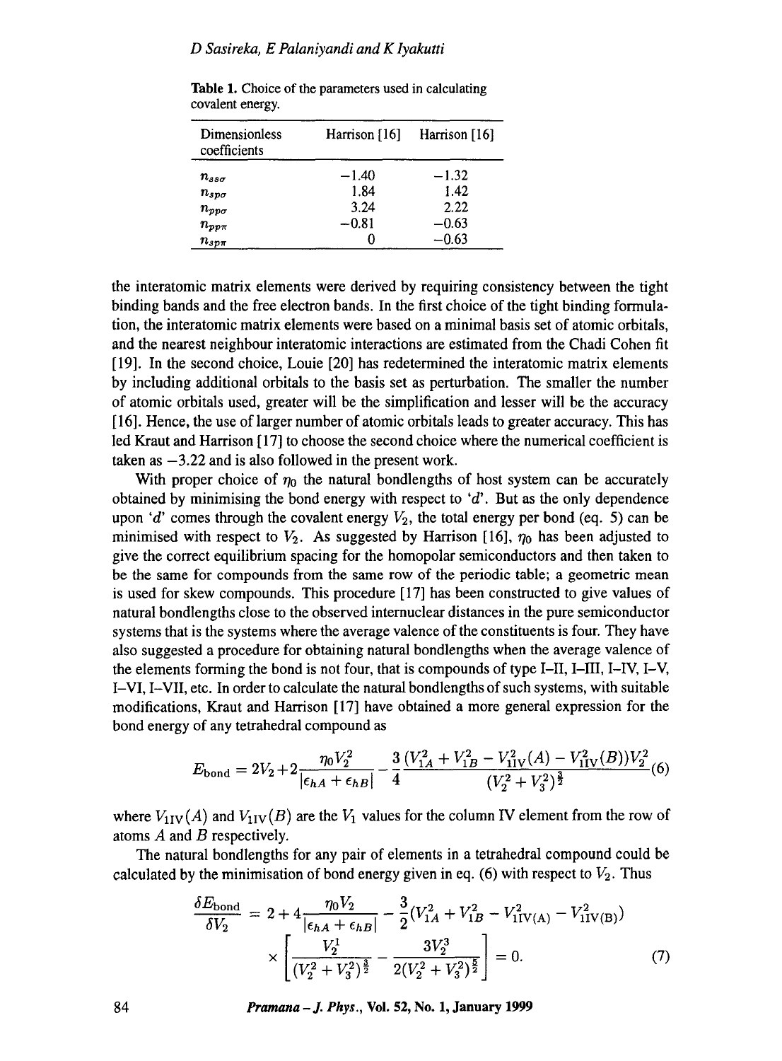**Table 1.** Choice of the parameters used in calculating covalent energy.

| Dimensionless coefficients | Harrison [16] | Harrison [16] |
|---|---|---|
| $n_{ss\sigma}$ | −1.40 | −1.32 |
| $n_{sp\sigma}$ | 1.84 | 1.42 |
| $n_{pp\sigma}$ | 3.24 | 2.22 |
| $n_{pp\pi}$ | −0.81 | −0.63 |
| $n_{sp\pi}$ | 0 | −0.63 |

the interatomic matrix elements were derived by requiring consistency between the tight binding bands and the free electron bands. In the first choice of the tight binding formulation, the interatomic matrix elements were based on a minimal basis set of atomic orbitals, and the nearest neighbour interatomic interactions are estimated from the Chadi Cohen fit [19]. In the second choice, Louie [20] has redetermined the interatomic matrix elements by including additional orbitals to the basis set as perturbation. The smaller the number of atomic orbitals used, greater will be the simplification and lesser will be the accuracy [16]. Hence, the use of larger number of atomic orbitals leads to greater accuracy. This has led Kraut and Harrison [17] to choose the second choice where the numerical coefficient is taken as −3.22 and is also followed in the present work.

With proper choice of $\eta_0$ the natural bondlengths of host system can be accurately obtained by minimising the bond energy with respect to '$d$'. But as the only dependence upon '$d$' comes through the covalent energy $V_2$, the total energy per bond (eq. 5) can be minimised with respect to $V_2$. As suggested by Harrison [16], $\eta_0$ has been adjusted to give the correct equilibrium spacing for the homopolar semiconductors and then taken to be the same for compounds from the same row of the periodic table; a geometric mean is used for skew compounds. This procedure [17] has been constructed to give values of natural bondlengths close to the observed internuclear distances in the pure semiconductor systems that is the systems where the average valence of the constituents is four. They have also suggested a procedure for obtaining natural bondlengths when the average valence of the elements forming the bond is not four, that is compounds of type I–II, I–III, I–IV, I–V, I–VI, I–VII, etc. In order to calculate the natural bondlengths of such systems, with suitable modifications, Kraut and Harrison [17] have obtained a more general expression for the bond energy of any tetrahedral compound as

$$E_{\text{bond}} = 2V_2 + 2\frac{\eta_0 V_2^2}{|\epsilon_{hA} + \epsilon_{hB}|} - \frac{3}{4}\frac{(V_{1A}^2 + V_{1B}^2 - V_{1\text{IV}}^2(A) - V_{1\text{IV}}^2(B))V_2^2}{(V_2^2 + V_3^2)^{\frac{3}{2}}} \tag{6}$$

where $V_{1\text{IV}}(A)$ and $V_{1\text{IV}}(B)$ are the $V_1$ values for the column IV element from the row of atoms $A$ and $B$ respectively.

The natural bondlengths for any pair of elements in a tetrahedral compound could be calculated by the minimisation of bond energy given in eq. (6) with respect to $V_2$. Thus

$$\frac{\delta E_{\text{bond}}}{\delta V_2} = 2 + 4\frac{\eta_0 V_2}{|\epsilon_{hA} + \epsilon_{hB}|} - \frac{3}{2}(V_{1A}^2 + V_{1B}^2 - V_{1\text{IV(A)}}^2 - V_{1\text{IV(B)}}^2) \times \left[\frac{V_2^1}{(V_2^2 + V_3^2)^{\frac{3}{2}}} - \frac{3V_2^3}{2(V_2^2 + V_3^2)^{\frac{5}{2}}}\right] = 0. \tag{7}$$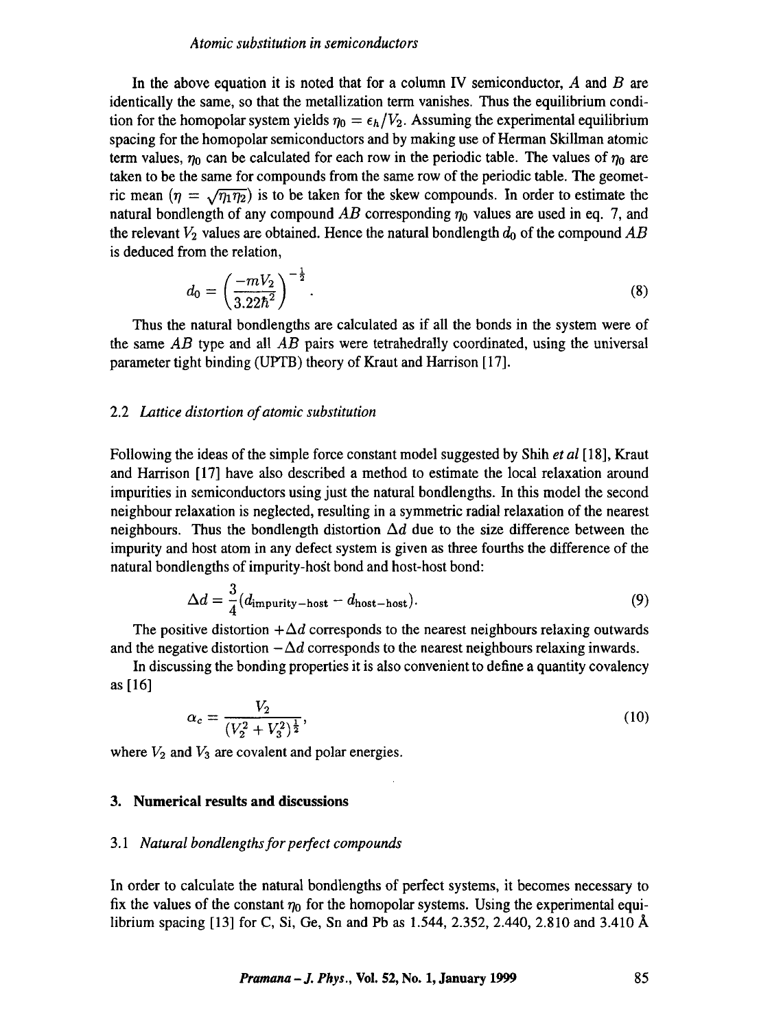In the above equation it is noted that for a column IV semiconductor, $A$ and $B$ are identically the same, so that the metallization term vanishes. Thus the equilibrium condition for the homopolar system yields $\eta_0 = \epsilon_h/V_2$. Assuming the experimental equilibrium spacing for the homopolar semiconductors and by making use of Herman Skillman atomic term values, $\eta_0$ can be calculated for each row in the periodic table. The values of $\eta_0$ are taken to be the same for compounds from the same row of the periodic table. The geometric mean ($\eta = \sqrt{\eta_1\eta_2}$) is to be taken for the skew compounds. In order to estimate the natural bondlength of any compound $AB$ corresponding $\eta_0$ values are used in eq. 7, and the relevant $V_2$ values are obtained. Hence the natural bondlength $d_0$ of the compound $AB$ is deduced from the relation,

$$d_0 = \left(\frac{-mV_2}{3.22\hbar^2}\right)^{-\frac{1}{2}}. \tag{8}$$

Thus the natural bondlengths are calculated as if all the bonds in the system were of the same $AB$ type and all $AB$ pairs were tetrahedrally coordinated, using the universal parameter tight binding (UPTB) theory of Kraut and Harrison [17].

### 2.2 *Lattice distortion of atomic substitution*

Following the ideas of the simple force constant model suggested by Shih *et al* [18], Kraut and Harrison [17] have also described a method to estimate the local relaxation around impurities in semiconductors using just the natural bondlengths. In this model the second neighbour relaxation is neglected, resulting in a symmetric radial relaxation of the nearest neighbours. Thus the bondlength distortion $\Delta d$ due to the size difference between the impurity and host atom in any defect system is given as three fourths the difference of the natural bondlengths of impurity-host bond and host-host bond:

$$\Delta d = \frac{3}{4}(d_{\text{impurity-host}} - d_{\text{host-host}}). \tag{9}$$

The positive distortion $+\Delta d$ corresponds to the nearest neighbours relaxing outwards and the negative distortion $-\Delta d$ corresponds to the nearest neighbours relaxing inwards.

In discussing the bonding properties it is also convenient to define a quantity covalency as [16]

$$\alpha_c = \frac{V_2}{(V_2^2 + V_3^2)^{\frac{1}{2}}}, \tag{10}$$

where $V_2$ and $V_3$ are covalent and polar energies.

## 3. Numerical results and discussions

### 3.1 *Natural bondlengths for perfect compounds*

In order to calculate the natural bondlengths of perfect systems, it becomes necessary to fix the values of the constant $\eta_0$ for the homopolar systems. Using the experimental equilibrium spacing [13] for C, Si, Ge, Sn and Pb as 1.544, 2.352, 2.440, 2.810 and 3.410 Å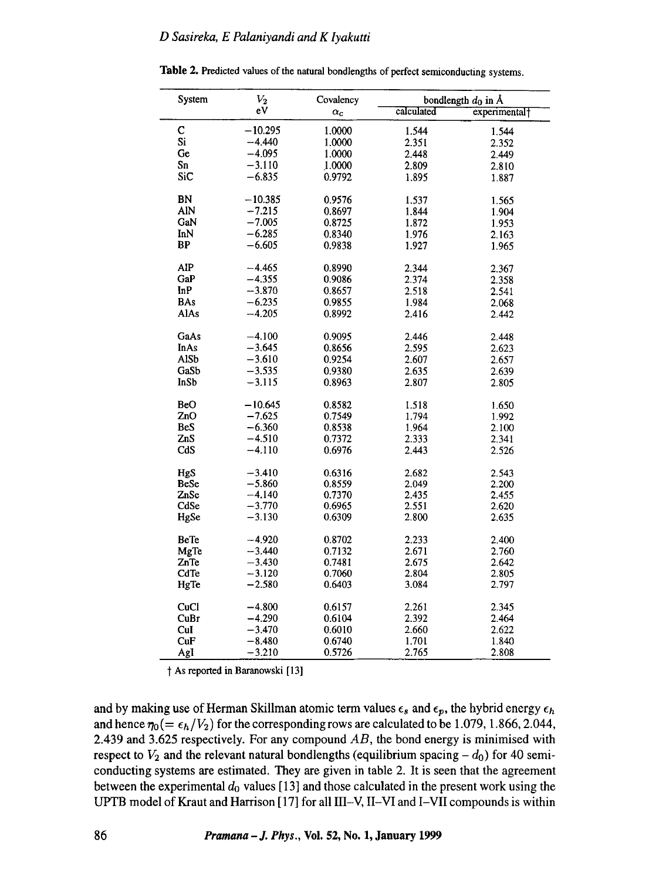**Table 2.** Predicted values of the natural bondlengths of perfect semiconducting systems.

| System | $V_2$ eV | Covalency $\alpha_c$ | bondlength $d_0$ in Å calculated | experimental† |
|---|---|---|---|---|
| C | −10.295 | 1.0000 | 1.544 | 1.544 |
| Si | −4.440 | 1.0000 | 2.351 | 2.352 |
| Ge | −4.095 | 1.0000 | 2.448 | 2.449 |
| Sn | −3.110 | 1.0000 | 2.809 | 2.810 |
| SiC | −6.835 | 0.9792 | 1.895 | 1.887 |
| BN | −10.385 | 0.9576 | 1.537 | 1.565 |
| AlN | −7.215 | 0.8697 | 1.844 | 1.904 |
| GaN | −7.005 | 0.8725 | 1.872 | 1.953 |
| InN | −6.285 | 0.8340 | 1.976 | 2.163 |
| BP | −6.605 | 0.9838 | 1.927 | 1.965 |
| AlP | −4.465 | 0.8990 | 2.344 | 2.367 |
| GaP | −4.355 | 0.9086 | 2.374 | 2.358 |
| InP | −3.870 | 0.8657 | 2.518 | 2.541 |
| BAs | −6.235 | 0.9855 | 1.984 | 2.068 |
| AlAs | −4.205 | 0.8992 | 2.416 | 2.442 |
| GaAs | −4.100 | 0.9095 | 2.446 | 2.448 |
| InAs | −3.645 | 0.8656 | 2.595 | 2.623 |
| AlSb | −3.610 | 0.9254 | 2.607 | 2.657 |
| GaSb | −3.535 | 0.9380 | 2.635 | 2.639 |
| InSb | −3.115 | 0.8963 | 2.807 | 2.805 |
| BeO | −10.645 | 0.8582 | 1.518 | 1.650 |
| ZnO | −7.625 | 0.7549 | 1.794 | 1.992 |
| BeS | −6.360 | 0.8538 | 1.964 | 2.100 |
| ZnS | −4.510 | 0.7372 | 2.333 | 2.341 |
| CdS | −4.110 | 0.6976 | 2.443 | 2.526 |
| HgS | −3.410 | 0.6316 | 2.682 | 2.543 |
| BeSe | −5.860 | 0.8559 | 2.049 | 2.200 |
| ZnSe | −4.140 | 0.7370 | 2.435 | 2.455 |
| CdSe | −3.770 | 0.6965 | 2.551 | 2.620 |
| HgSe | −3.130 | 0.6309 | 2.800 | 2.635 |
| BeTe | −4.920 | 0.8702 | 2.233 | 2.400 |
| MgTe | −3.440 | 0.7132 | 2.671 | 2.760 |
| ZnTe | −3.430 | 0.7481 | 2.675 | 2.642 |
| CdTe | −3.120 | 0.7060 | 2.804 | 2.805 |
| HgTe | −2.580 | 0.6403 | 3.084 | 2.797 |
| CuCl | −4.800 | 0.6157 | 2.261 | 2.345 |
| CuBr | −4.290 | 0.6104 | 2.392 | 2.464 |
| CuI | −3.470 | 0.6010 | 2.660 | 2.622 |
| CuF | −8.480 | 0.6740 | 1.701 | 1.840 |
| AgI | −3.210 | 0.5726 | 2.765 | 2.808 |

† As reported in Baranowski [13]

and by making use of Herman Skillman atomic term values $\epsilon_s$ and $\epsilon_p$, the hybrid energy $\epsilon_h$ and hence $\eta_0 (= \epsilon_h/V_2)$ for the corresponding rows are calculated to be 1.079, 1.866, 2.044, 2.439 and 3.625 respectively. For any compound $AB$, the bond energy is minimised with respect to $V_2$ and the relevant natural bondlengths (equilibrium spacing – $d_0$) for 40 semiconducting systems are estimated. They are given in table 2. It is seen that the agreement between the experimental $d_0$ values [13] and those calculated in the present work using the UPTB model of Kraut and Harrison [17] for all III–V, II–VI and I–VII compounds is within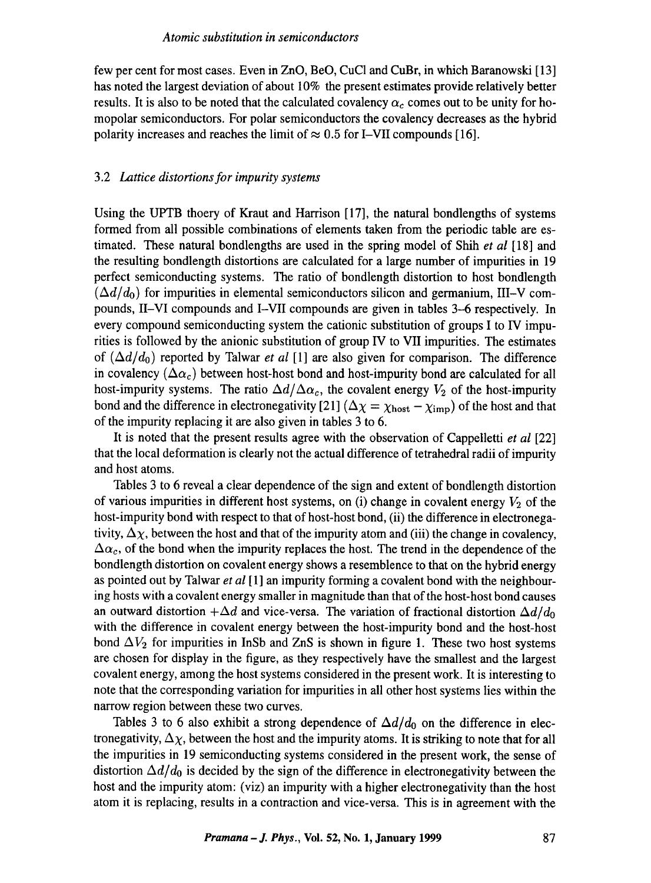few per cent for most cases. Even in ZnO, BeO, CuCl and CuBr, in which Baranowski [13] has noted the largest deviation of about 10% the present estimates provide relatively better results. It is also to be noted that the calculated covalency $\alpha_c$ comes out to be unity for homopolar semiconductors. For polar semiconductors the covalency decreases as the hybrid polarity increases and reaches the limit of $\approx 0.5$ for I–VII compounds [16].

### 3.2 *Lattice distortions for impurity systems*

Using the UPTB thoery of Kraut and Harrison [17], the natural bondlengths of systems formed from all possible combinations of elements taken from the periodic table are estimated. These natural bondlengths are used in the spring model of Shih *et al* [18] and the resulting bondlength distortions are calculated for a large number of impurities in 19 perfect semiconducting systems. The ratio of bondlength distortion to host bondlength $(\Delta d/d_0)$ for impurities in elemental semiconductors silicon and germanium, III–V compounds, II–VI compounds and I–VII compounds are given in tables 3–6 respectively. In every compound semiconducting system the cationic substitution of groups I to IV impurities is followed by the anionic substitution of group IV to VII impurities. The estimates of $(\Delta d/d_0)$ reported by Talwar *et al* [1] are also given for comparison. The difference in covalency $(\Delta\alpha_c)$ between host-host bond and host-impurity bond are calculated for all host-impurity systems. The ratio $\Delta d/\Delta\alpha_c$, the covalent energy $V_2$ of the host-impurity bond and the difference in electronegativity [21] $(\Delta\chi = \chi_{\text{host}} - \chi_{\text{imp}})$ of the host and that of the impurity replacing it are also given in tables 3 to 6.

It is noted that the present results agree with the observation of Cappelletti *et al* [22] that the local deformation is clearly not the actual difference of tetrahedral radii of impurity and host atoms.

Tables 3 to 6 reveal a clear dependence of the sign and extent of bondlength distortion of various impurities in different host systems, on (i) change in covalent energy $V_2$ of the host-impurity bond with respect to that of host-host bond, (ii) the difference in electronegativity, $\Delta\chi$, between the host and that of the impurity atom and (iii) the change in covalency, $\Delta\alpha_c$, of the bond when the impurity replaces the host. The trend in the dependence of the bondlength distortion on covalent energy shows a resemblence to that on the hybrid energy as pointed out by Talwar *et al* [1] an impurity forming a covalent bond with the neighbouring hosts with a covalent energy smaller in magnitude than that of the host-host bond causes an outward distortion $+\Delta d$ and vice-versa. The variation of fractional distortion $\Delta d/d_0$ with the difference in covalent energy between the host-impurity bond and the host-host bond $\Delta V_2$ for impurities in InSb and ZnS is shown in figure 1. These two host systems are chosen for display in the figure, as they respectively have the smallest and the largest covalent energy, among the host systems considered in the present work. It is interesting to note that the corresponding variation for impurities in all other host systems lies within the narrow region between these two curves.

Tables 3 to 6 also exhibit a strong dependence of $\Delta d/d_0$ on the difference in electronegativity, $\Delta\chi$, between the host and the impurity atoms. It is striking to note that for all the impurities in 19 semiconducting systems considered in the present work, the sense of distortion $\Delta d/d_0$ is decided by the sign of the difference in electronegativity between the host and the impurity atom: (viz) an impurity with a higher electronegativity than the host atom it is replacing, results in a contraction and vice-versa. This is in agreement with the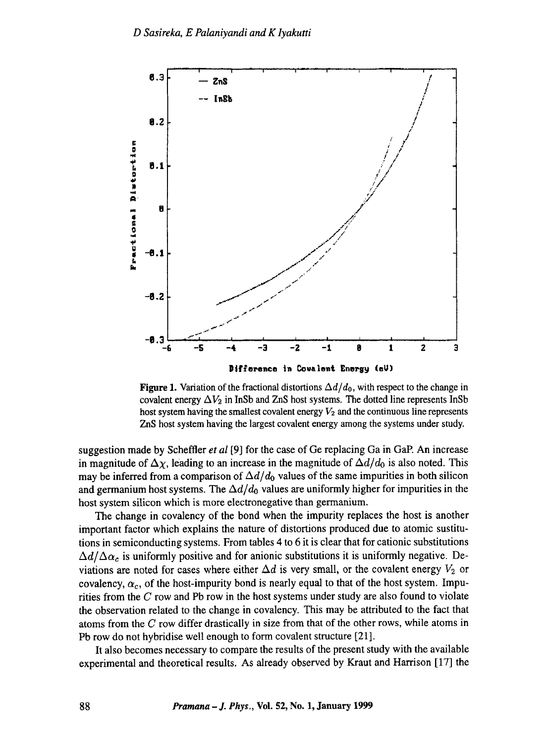**Figure 1.** Variation of the fractional distortions $\Delta d/d_0$, with respect to the change in covalent energy $\Delta V_2$ in InSb and ZnS host systems. The dotted line represents InSb host system having the smallest covalent energy $V_2$ and the continuous line represents ZnS host system having the largest covalent energy among the systems under study.

suggestion made by Scheffler *et al* [9] for the case of Ge replacing Ga in GaP. An increase in magnitude of $\Delta\chi$, leading to an increase in the magnitude of $\Delta d/d_0$ is also noted. This may be inferred from a comparison of $\Delta d/d_0$ values of the same impurities in both silicon and germanium host systems. The $\Delta d/d_0$ values are uniformly higher for impurities in the host system silicon which is more electronegative than germanium.

The change in covalency of the bond when the impurity replaces the host is another important factor which explains the nature of distortions produced due to atomic sustitutions in semiconducting systems. From tables 4 to 6 it is clear that for cationic substitutions $\Delta d/\Delta\alpha_c$ is uniformly positive and for anionic substitutions it is uniformly negative. Deviations are noted for cases where either $\Delta d$ is very small, or the covalent energy $V_2$ or covalency, $\alpha_c$, of the host-impurity bond is nearly equal to that of the host system. Impurities from the $C$ row and Pb row in the host systems under study are also found to violate the observation related to the change in covalency. This may be attributed to the fact that atoms from the $C$ row differ drastically in size from that of the other rows, while atoms in Pb row do not hybridise well enough to form covalent structure [21].

It also becomes necessary to compare the results of the present study with the available experimental and theoretical results. As already observed by Kraut and Harrison [17] the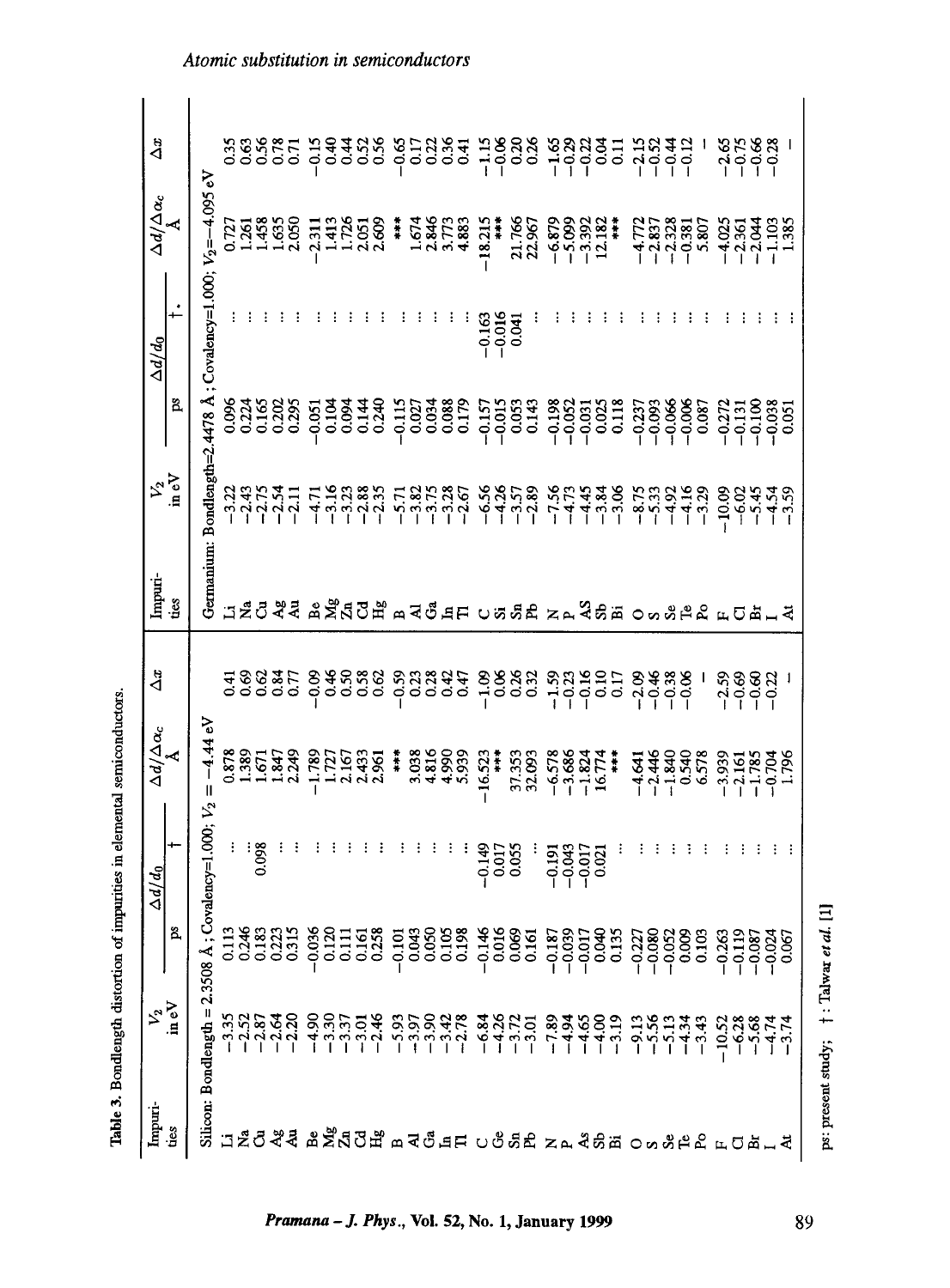**Table 3.** Bondlength distortion of impurities in elemental semiconductors.

| Impurities | $V_2$ in eV | $\Delta d/d_0$ ps | $\Delta d/d_0$ † | $\Delta d/\Delta\alpha_c$ Å | $\Delta x$ |
|---|---|---|---|---|---|
| Silicon: Bondlength = 2.3508 Å ; Covalency=1.000; $V_2$ = −4.44 eV | | | | | |
| Li | −3.35 | 0.113 | ... | 0.878 | 0.41 |
| Na | −2.52 | 0.246 | ... | 1.389 | 0.69 |
| Cu | −2.87 | 0.183 | 0.098 | 1.671 | 0.62 |
| Ag | −2.64 | 0.223 | ... | 1.847 | 0.84 |
| Au | −2.20 | 0.315 | ... | 2.249 | 0.77 |
| Be | −4.90 | −0.036 | ... | −1.789 | −0.09 |
| Mg | −3.30 | 0.120 | ... | 1.727 | 0.46 |
| Zn | −3.37 | 0.111 | ... | 2.167 | 0.50 |
| Cd | −3.01 | 0.161 | ... | 2.433 | 0.58 |
| Hg | −2.46 | 0.258 | ... | 2.961 | 0.62 |
| B | −5.93 | −0.101 | ... | *** | −0.59 |
| Al | −3.97 | 0.043 | ... | 3.038 | 0.23 |
| Ga | −3.90 | 0.050 | ... | 4.816 | 0.28 |
| In | −3.42 | 0.105 | ... | 4.990 | 0.42 |
| Tl | −2.78 | 0.198 | ... | 5.939 | 0.47 |
| C | −6.84 | −0.146 | −0.149 | −16.523 | −1.09 |
| Ge | −4.26 | 0.016 | 0.017 | *** | 0.06 |
| Sn | −3.72 | 0.069 | 0.055 | 37.353 | 0.26 |
| Pb | −3.01 | 0.161 | ... | 32.093 | 0.32 |
| N | −7.89 | −0.187 | −0.191 | −6.578 | −1.59 |
| P | −4.94 | −0.039 | −0.043 | −3.686 | −0.23 |
| As | −4.65 | −0.017 | −0.017 | −1.824 | −0.16 |
| Sb | −4.00 | 0.040 | 0.021 | 16.774 | 0.10 |
| Bi | −3.19 | 0.135 | ... | *** | 0.17 |
| O | −9.13 | −0.227 | ... | −4.641 | −2.09 |
| S | −5.56 | −0.080 | ... | −2.446 | −0.46 |
| Se | −5.13 | −0.052 | ... | −1.840 | −0.38 |
| Te | −4.34 | 0.009 | ... | 0.540 | −0.06 |
| Po | −3.43 | 0.103 | ... | 6.578 | – |
| F | −10.52 | −0.263 | ... | −3.939 | −2.59 |
| Cl | −6.28 | −0.119 | ... | −2.161 | −0.69 |
| Br | −5.68 | −0.087 | ... | −1.785 | −0.60 |
| I | −4.74 | −0.024 | ... | −0.704 | −0.22 |
| At | −3.74 | 0.067 | ... | 1.796 | – |
| Germanium: Bondlength=2.4478 Å ; Covalency=1.000; $V_2$=−4.095 eV | | | | | |
| Li | −3.22 | 0.096 | ... | 0.727 | 0.35 |
| Na | −2.43 | 0.224 | ... | 1.261 | 0.63 |
| Cu | −2.75 | 0.165 | ... | 1.458 | 0.56 |
| Ag | −2.54 | 0.202 | ... | 1.635 | 0.78 |
| Au | −2.11 | 0.295 | ... | 2.050 | 0.71 |
| Be | −4.71 | −0.051 | ... | −2.311 | −0.15 |
| Mg | −3.16 | 0.104 | ... | 1.413 | 0.40 |
| Zn | −3.23 | 0.094 | ... | 1.726 | 0.44 |
| Cd | −2.88 | 0.144 | ... | 2.051 | 0.52 |
| Hg | −2.35 | 0.240 | ... | 2.609 | 0.56 |
| B | −5.71 | −0.115 | ... | *** | −0.65 |
| Al | −3.82 | 0.027 | ... | 1.674 | 0.17 |
| Ga | −3.75 | 0.034 | ... | 2.846 | 0.22 |
| In | −3.28 | 0.088 | ... | 3.773 | 0.36 |
| Tl | −2.67 | 0.179 | ... | 4.883 | 0.41 |
| C | −6.56 | −0.157 | −0.163 | −18.215 | −1.15 |
| Si | −4.26 | −0.015 | −0.016 | *** | −0.06 |
| Sn | −3.57 | 0.053 | 0.041 | 21.766 | 0.20 |
| Pb | −2.89 | 0.143 | ... | 22.967 | 0.26 |
| N | −7.56 | −0.198 | ... | −6.879 | −1.65 |
| P | −4.73 | −0.052 | ... | −5.099 | −0.29 |
| AS | −4.45 | −0.031 | ... | −3.392 | −0.22 |
| Sb | −3.84 | 0.025 | ... | 12.182 | 0.04 |
| Bi | −3.06 | 0.118 | ... | *** | 0.11 |
| O | −8.75 | −0.237 | ... | −4.772 | −2.15 |
| S | −5.33 | −0.093 | ... | −2.837 | −0.52 |
| Se | −4.92 | −0.066 | ... | −2.328 | −0.44 |
| Te | −4.16 | −0.006 | ... | −0.381 | −0.12 |
| Po | −3.29 | 0.087 | ... | 5.807 | – |
| F | −10.09 | −0.272 | ... | −4.025 | −2.65 |
| Cl | −6.02 | −0.131 | ... | −2.361 | −0.75 |
| Br | −5.45 | −0.100 | ... | −2.044 | −0.66 |
| I | −4.54 | −0.038 | ... | −1.103 | −0.28 |
| At | −3.59 | 0.051 | ... | 1.385 | – |

ps: present study; †: Talwar *et al.* [1]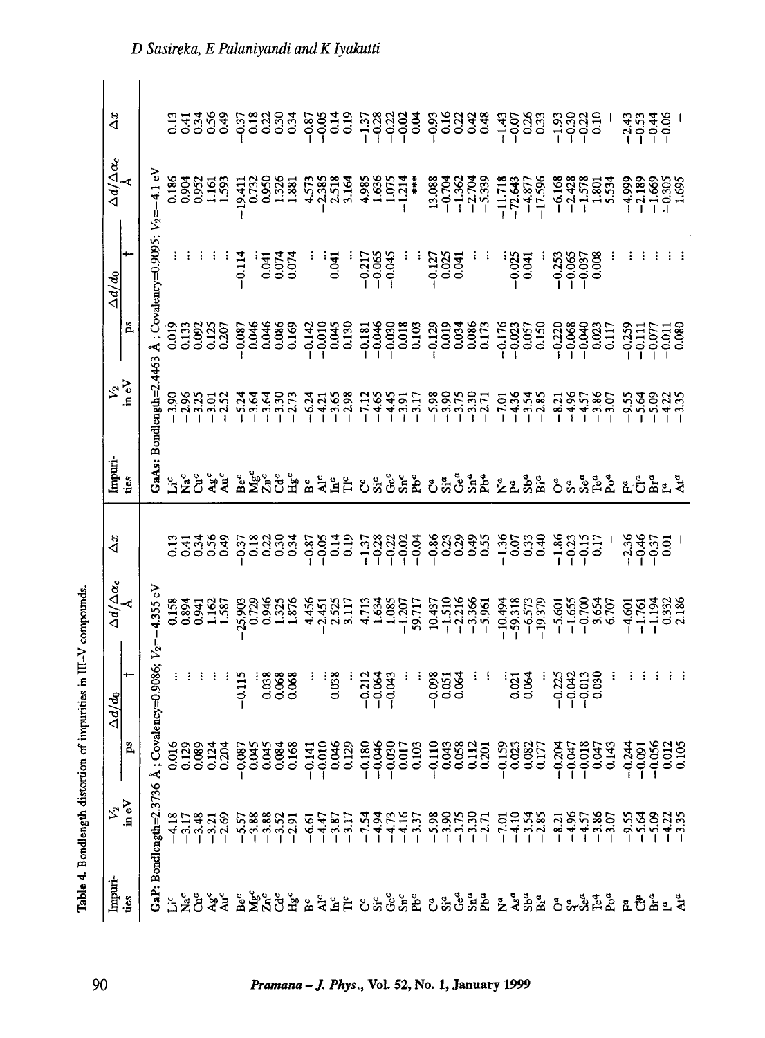**Table 4.** Bondlength distortion of impurities in III-V compounds.

| Impurities | $V_2$ in eV | $\Delta d/d_0$ ps | $\Delta d/d_0$ † | $\Delta d/\Delta\alpha_c$ Å | $\Delta x$ |
|---|---|---|---|---|---|
| **GaP:** Bondlength=2.3736 Å; Covalency=0.9086; $V_2$=−4.355 eV | | | | | |
| $Li^c$ | −4.18 | 0.016 | ... | 0.158 | 0.13 |
| $Na^c$ | −3.17 | 0.129 | ... | 0.894 | 0.41 |
| $Cu^c$ | −3.48 | 0.089 | ... | 0.941 | 0.34 |
| $Ag^c$ | −3.21 | 0.124 | ... | 1.162 | 0.56 |
| $Au^c$ | −2.69 | 0.204 | ... | 1.587 | 0.49 |
| $Be^c$ | −5.57 | −0.087 | −0.115 | −25.903 | −0.37 |
| $Mg^c$ | −3.88 | 0.045 | ... | 0.729 | 0.18 |
| $Zn^c$ | −3.88 | 0.045 | 0.038 | 0.946 | 0.22 |
| $Cd^c$ | −3.52 | 0.084 | 0.068 | 1.325 | 0.30 |
| $Hg^c$ | −2.91 | 0.168 | 0.068 | 1.876 | 0.34 |
| $B^c$ | −6.61 | −0.141 | ... | 4.456 | −0.87 |
| $Al^c$ | −4.47 | −0.010 | ... | −2.451 | −0.05 |
| $In^c$ | −3.87 | 0.046 | 0.038 | 2.525 | 0.14 |
| $Tl^c$ | −3.17 | 0.129 | ... | 3.117 | 0.19 |
| $C^c$ | −7.54 | −0.180 | −0.212 | 4.713 | −1.37 |
| $Si^c$ | −4.94 | −0.046 | −0.064 | 1.634 | −0.28 |
| $Ge^c$ | −4.73 | −0.030 | −0.043 | 1.085 | −0.22 |
| $Sn^c$ | −4.16 | 0.017 | ... | −1.207 | −0.02 |
| $Pb^c$ | −3.37 | 0.103 | ... | 59.717 | −0.04 |
| $C^a$ | −5.98 | −0.110 | −0.098 | 10.437 | −0.86 |
| $Si^a$ | −3.90 | 0.043 | 0.051 | −1.510 | 0.23 |
| $Ge^a$ | −3.75 | 0.058 | 0.064 | −2.216 | 0.29 |
| $Sn^a$ | −3.30 | 0.112 | ... | −3.366 | 0.49 |
| $Pb^a$ | −2.71 | 0.201 | ... | −5.961 | 0.55 |
| $N^a$ | −7.01 | −0.159 | ... | −10.494 | −1.36 |
| $As^a$ | −4.10 | 0.023 | 0.021 | −59.318 | 0.07 |
| $Sb^a$ | −3.54 | 0.082 | 0.064 | −6.573 | 0.33 |
| $Bi^a$ | −2.85 | 0.177 | ... | −19.379 | 0.40 |
| $O^a$ | −8.21 | −0.204 | −0.225 | −5.601 | −1.86 |
| $S^a$ | −4.96 | −0.047 | −0.042 | −1.655 | −0.23 |
| $Se^a$ | −4.57 | −0.018 | −0.013 | −0.700 | −0.15 |
| $Te^a$ | −3.86 | 0.047 | 0.030 | 3.654 | 0.17 |
| $Po^a$ | −3.07 | 0.143 | ... | 6.707 | – |
| $F^a$ | −9.55 | −0.244 | ... | −4.601 | −2.36 |
| $Cl^a$ | −5.64 | −0.091 | ... | −1.761 | −0.46 |
| $Br^a$ | −5.09 | −0.056 | ... | −1.194 | −0.37 |
| $I^a$ | −4.22 | 0.012 | ... | 0.332 | 0.01 |
| $At^a$ | −3.35 | 0.105 | ... | 2.186 | – |
| **GaAs:** Bondlength=2.4463 Å; Covalency=0.9095; $V_2$=−4.1 eV | | | | | |
| $Li^c$ | −3.90 | 0.019 | ... | 0.186 | 0.13 |
| $Na^c$ | −2.96 | 0.133 | ... | 0.904 | 0.41 |
| $Cu^c$ | −3.25 | 0.092 | ... | 0.952 | 0.34 |
| $Ag^c$ | −3.01 | 0.125 | ... | 1.161 | 0.56 |
| $Au^c$ | −2.52 | 0.207 | ... | 1.593 | 0.49 |
| $Be^c$ | −5.24 | −0.087 | −0.114 | −19.411 | −0.37 |
| $Mg^c$ | −3.64 | 0.046 | ... | 0.732 | 0.18 |
| $Zn^c$ | −3.64 | 0.046 | 0.041 | 0.950 | 0.22 |
| $Cd^c$ | −3.30 | 0.086 | 0.074 | 1.326 | 0.30 |
| $Hg^c$ | −2.73 | 0.169 | 0.074 | 1.881 | 0.34 |
| $B^c$ | −6.24 | −0.142 | ... | 4.573 | −0.87 |
| $Al^c$ | −4.21 | −0.010 | ... | −2.385 | −0.05 |
| $In^c$ | −3.65 | 0.045 | 0.041 | 2.518 | 0.14 |
| $Tl^c$ | −2.98 | 0.130 | ... | 3.164 | 0.19 |
| $C^c$ | −7.12 | −0.181 | −0.217 | 4.985 | −1.37 |
| $Si^c$ | −4.65 | −0.046 | −0.065 | 1.636 | −0.28 |
| $Ge^c$ | −4.45 | −0.030 | −0.045 | 1.075 | −0.22 |
| $Sn^c$ | −3.91 | 0.018 | ... | −1.214 | −0.02 |
| $Pb^c$ | −3.17 | 0.103 | ... | *** | 0.04 |
| $C^a$ | −5.98 | −0.129 | −0.127 | 13.088 | −0.93 |
| $Si^a$ | −3.90 | 0.019 | 0.025 | −0.704 | 0.16 |
| $Ge^a$ | −3.75 | 0.034 | 0.041 | −1.362 | 0.22 |
| $Sn^a$ | −3.30 | 0.086 | ... | −2.704 | 0.42 |
| $Pb^a$ | −2.71 | 0.173 | ... | −5.339 | 0.48 |
| $N^a$ | −7.01 | −0.176 | ... | −11.718 | −1.43 |
| $P^a$ | −4.36 | −0.023 | −0.025 | −72.643 | −0.07 |
| $Sb^a$ | −3.54 | 0.057 | 0.041 | −4.877 | 0.26 |
| $Bi^a$ | −2.85 | 0.150 | ... | −17.596 | 0.33 |
| $O^a$ | −8.21 | −0.220 | −0.253 | −6.168 | −1.93 |
| $S^a$ | −4.96 | −0.068 | −0.065 | −2.428 | −0.30 |
| $Se^a$ | −4.57 | −0.040 | −0.037 | −1.578 | −0.22 |
| $Te^a$ | −3.86 | 0.023 | 0.008 | 1.801 | 0.10 |
| $Po^a$ | −3.07 | 0.117 | ... | 5.534 | – |
| $F^a$ | −9.55 | −0.259 | ... | −4.999 | −2.43 |
| $Cl^a$ | −5.64 | −0.111 | ... | −2.189 | −0.53 |
| $Br^a$ | −5.09 | −0.077 | ... | −1.669 | −0.44 |
| $I^a$ | −4.22 | −0.011 | ... | −0.305 | −0.06 |
| $At^a$ | −3.35 | 0.080 | ... | 1.695 | – |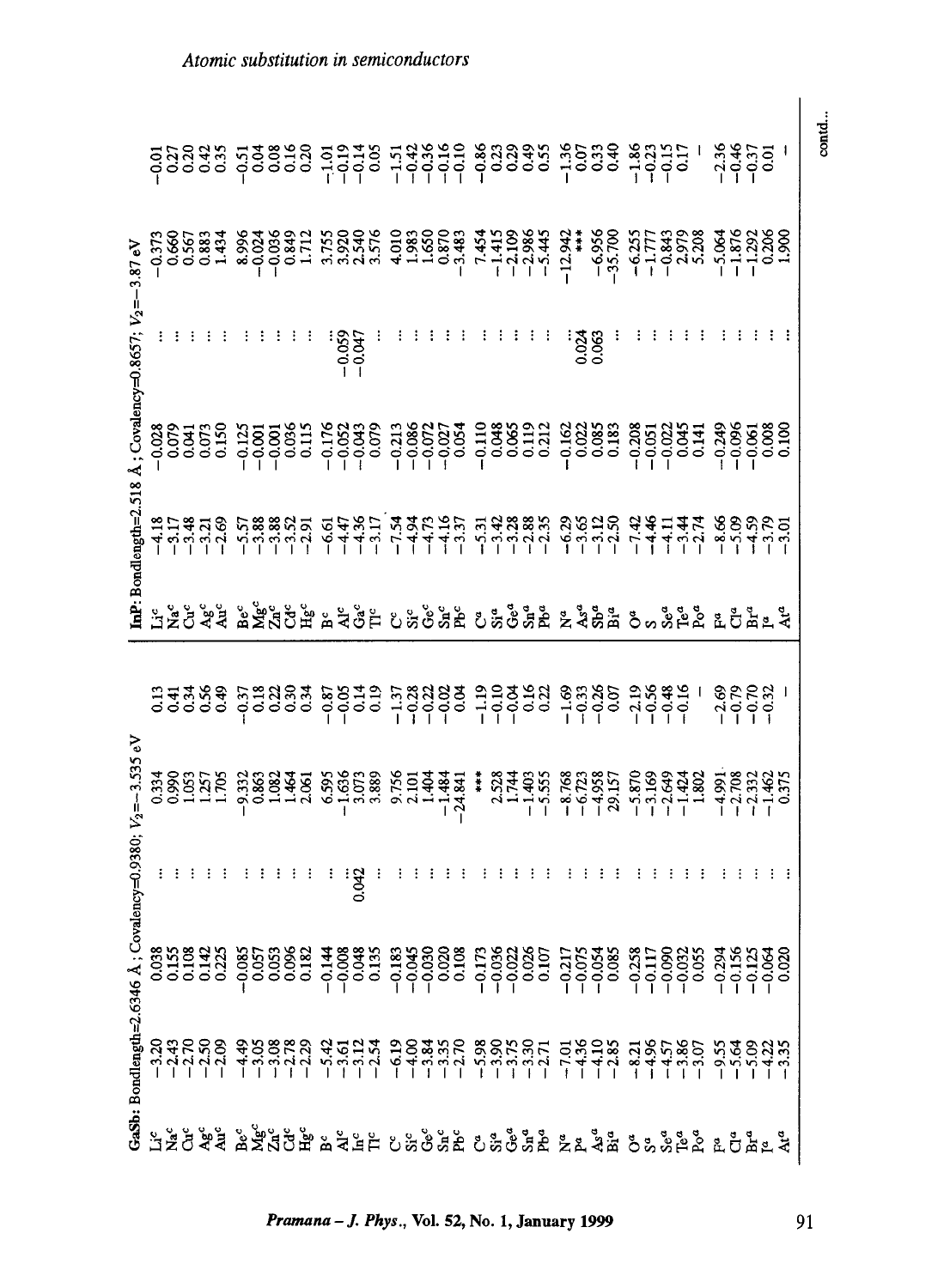**GaSb: Bondlength=2.6346 Å; Covalency=0.9380; $V_2=-3.535$ eV**

| | | | | | |
|---|---|---|---|---|---|
| Li$^c$ | −3.20 | 0.038 | ... | 0.334 | 0.13 |
| Na$^c$ | −2.43 | 0.155 | ... | 0.990 | 0.41 |
| Cu$^c$ | −2.70 | 0.108 | ... | 1.053 | 0.34 |
| Ag$^c$ | −2.50 | 0.142 | ... | 1.257 | 0.56 |
| Au$^c$ | −2.09 | 0.225 | ... | 1.705 | 0.49 |
| Be$^c$ | −4.49 | −0.085 | ... | −9.332 | −0.37 |
| Mg$^c$ | −3.05 | 0.057 | ... | 0.863 | 0.18 |
| Zn$^c$ | −3.08 | 0.053 | ... | 1.082 | 0.22 |
| Cd$^c$ | −2.78 | 0.096 | ... | 1.464 | 0.30 |
| Hg$^c$ | −2.29 | 0.182 | ... | 2.061 | 0.34 |
| B$^c$ | −5.42 | −0.144 | ... | 6.595 | −0.87 |
| Al$^c$ | −3.61 | −0.008 | ... | −1.636 | −0.05 |
| In$^c$ | −3.12 | 0.048 | 0.042 | 3.073 | 0.14 |
| Tl$^c$ | −2.54 | 0.135 | ... | 3.889 | 0.19 |
| C$^c$ | −6.19 | −0.183 | ... | 9.756 | −1.37 |
| Si$^c$ | −4.00 | −0.045 | ... | 2.101 | −0.28 |
| Ge$^c$ | −3.84 | −0.030 | ... | 1.404 | −0.22 |
| Sn$^c$ | −3.35 | 0.020 | ... | −1.484 | −0.02 |
| Pb$^c$ | −2.70 | 0.108 | ... | −24.841 | 0.04 |
| C$^a$ | −5.98 | −0.173 | ... | *** | −1.19 |
| Si$^a$ | −3.90 | −0.036 | ... | 2.528 | −0.10 |
| Ge$^a$ | −3.75 | −0.022 | ... | 1.744 | −0.04 |
| Sn$^a$ | −3.30 | 0.026 | ... | −1.403 | 0.16 |
| Pb$^a$ | −2.71 | 0.107 | ... | −5.555 | 0.22 |
| N$^a$ | −7.01 | −0.217 | ... | −8.768 | −1.69 |
| P$^a$ | −4.36 | −0.075 | ... | −6.723 | −0.33 |
| As$^a$ | −4.10 | −0.054 | ... | −4.958 | −0.26 |
| Bi$^a$ | −2.85 | 0.085 | ... | 29.157 | 0.07 |
| O$^a$ | −8.21 | −0.258 | ... | −5.870 | −2.19 |
| S$^a$ | −4.96 | −0.117 | ... | −3.169 | −0.56 |
| Se$^a$ | −4.57 | −0.090 | ... | −2.649 | −0.48 |
| Te$^a$ | −3.86 | −0.032 | ... | −1.424 | −0.16 |
| Po$^a$ | −3.07 | 0.055 | ... | 1.802 | – |
| F$^a$ | −9.55 | −0.294 | ... | −4.991 | −2.69 |
| Cl$^a$ | −5.64 | −0.156 | ... | −2.708 | −0.79 |
| Br$^a$ | −5.09 | −0.125 | ... | −2.332 | −0.70 |
| I$^a$ | −4.22 | −0.064 | ... | −1.462 | −0.32 |
| At$^a$ | −3.35 | 0.020 | ... | 0.375 | – |

**InP: Bondlength=2.518 Å; Covalency=0.8657; $V_2=-3.87$ eV**

| | | | | | |
|---|---|---|---|---|---|
| Li$^c$ | −4.18 | −0.028 | ... | −0.373 | −0.01 |
| Na$^c$ | −3.17 | 0.079 | ... | 0.660 | 0.27 |
| Cu$^c$ | −3.48 | 0.041 | ... | 0.567 | 0.20 |
| Ag$^c$ | −3.21 | 0.073 | ... | 0.883 | 0.42 |
| Au$^c$ | −2.69 | 0.150 | ... | 1.434 | 0.35 |
| Be$^c$ | −5.57 | −0.125 | ... | 8.996 | −0.51 |
| Mg$^c$ | −3.88 | −0.001 | ... | −0.024 | 0.04 |
| Zn$^c$ | −3.88 | −0.001 | ... | −0.036 | 0.08 |
| Cd$^c$ | −3.52 | 0.036 | ... | 0.849 | 0.16 |
| Hg$^c$ | −2.91 | 0.115 | ... | 1.712 | 0.20 |
| B$^c$ | −6.61 | −0.176 | ... | 3.755 | −1.01 |
| Al$^c$ | −4.47 | −0.052 | −0.059 | 3.920 | −0.19 |
| Ga$^c$ | −4.36 | −0.043 | −0.047 | 2.540 | −0.14 |
| Tl$^c$ | −3.17 | 0.079 | ... | 3.576 | 0.05 |
| C$^c$ | −7.54 | −0.213 | ... | 4.010 | −1.51 |
| Si$^c$ | −4.94 | −0.086 | ... | 1.983 | −0.42 |
| Ge$^c$ | −4.73 | −0.072 | ... | 1.650 | −0.36 |
| Sn$^c$ | −4.16 | −0.027 | ... | 0.870 | −0.16 |
| Pb$^c$ | −3.37 | 0.054 | ... | −3.483 | −0.10 |
| C$^a$ | −5.31 | −0.110 | ... | 7.454 | −0.86 |
| Si$^a$ | −3.42 | 0.048 | ... | −1.415 | 0.23 |
| Ge$^a$ | −3.28 | 0.065 | ... | −2.109 | 0.29 |
| Sn$^a$ | −2.88 | 0.119 | ... | −2.986 | 0.49 |
| Pb$^a$ | −2.35 | 0.212 | ... | −5.445 | 0.55 |
| N$^a$ | −6.29 | −0.162 | ... | −12.942 | −1.36 |
| As$^a$ | −3.65 | 0.022 | 0.024 | *** | 0.07 |
| Sb$^a$ | −3.12 | 0.085 | 0.063 | −6.956 | 0.33 |
| Bi$^a$ | −2.50 | 0.183 | ... | −35.700 | 0.40 |
| O$^a$ | −7.42 | −0.208 | ... | −6.255 | −1.86 |
| S | −4.46 | −0.051 | ... | −1.777 | −0.23 |
| Se$^a$ | −4.11 | −0.022 | ... | −0.843 | −0.15 |
| Te$^a$ | −3.44 | 0.045 | ... | 2.979 | 0.17 |
| Po$^a$ | −2.74 | 0.141 | ... | 5.208 | – |
| F$^a$ | −8.66 | −0.249 | ... | −5.064 | −2.36 |
| Cl$^a$ | −5.09 | −0.096 | ... | −1.876 | −0.46 |
| Br$^a$ | −4.59 | −0.061 | ... | −1.292 | −0.37 |
| I$^a$ | −3.79 | 0.008 | ... | 0.206 | 0.01 |
| At$^a$ | −3.01 | 0.100 | ... | 1.900 | – |

contd...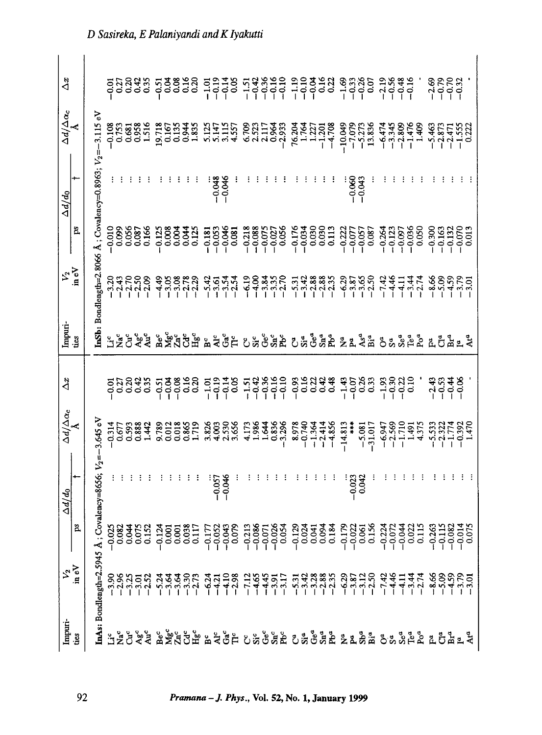| Impurities | $V_2$ in eV | $\Delta d/d_0$ | | $\Delta d/\Delta\alpha_c$ Å | $\Delta x$ |
|---|---|---|---|---|---|
| | | ps | † | | |
| **InAs:** Bondlength=2.5945 Å; Covalency=8656; $V_2$=−3.645 eV | | | | | |
| $Li^c$ | −3.90 | −0.025 | ... | −0.314 | −0.01 |
| $Na^c$ | −2.96 | 0.082 | ... | 0.677 | 0.27 |
| $Cu^c$ | −3.25 | 0.044 | ... | 0.593 | 0.20 |
| $Ag^c$ | −3.01 | 0.075 | ... | 0.888 | 0.42 |
| $Au^c$ | −2.52 | 0.152 | ... | 1.442 | 0.35 |
| $Be^c$ | −5.24 | −0.124 | ... | 9.789 | −0.51 |
| $Mg^c$ | −3.64 | 0.001 | ... | 0.012 | −0.04 |
| $Zn^c$ | −3.64 | 0.001 | ... | 0.018 | −0.08 |
| $Cd^c$ | −3.30 | 0.038 | ... | 0.865 | 0.16 |
| $Hg^c$ | −2.73 | 0.117 | ... | 1.719 | 0.20 |
| $B^c$ | −6.24 | −0.177 | ... | 3.826 | −1.01 |
| $Al^c$ | −4.21 | −0.052 | −0.057 | 4.003 | −0.19 |
| $Ga^c$ | −4.10 | −0.043 | −0.046 | 2.530 | −0.14 |
| $Tl^c$ | −2.98 | 0.079 | ... | 3.656 | 0.05 |
| $C^c$ | −7.12 | −0.213 | ... | 4.173 | −1.51 |
| $Si^c$ | −4.65 | −0.086 | ... | 1.986 | −0.42 |
| $Ge^c$ | −4.45 | −0.071 | ... | 1.644 | −0.36 |
| $Sn^c$ | −3.91 | −0.026 | ... | 0.836 | −0.16 |
| $Pb^c$ | −3.17 | 0.054 | ... | −3.296 | −0.10 |
| $C^a$ | −5.31 | −0.129 | ... | 8.978 | −0.93 |
| $Si^a$ | −3.42 | 0.024 | ... | −0.740 | 0.16 |
| $Ge^a$ | −3.28 | 0.041 | ... | −1.364 | 0.22 |
| $Sn^a$ | −2.88 | 0.094 | ... | −2.414 | 0.42 |
| $Pb^a$ | −2.35 | 0.184 | ... | −4.856 | 0.48 |
| $N^a$ | −6.29 | −0.179 | ... | −14.813 | −1.43 |
| $P^a$ | −3.87 | −0.022 | −0.023 | *** | −0.07 |
| $Sb^a$ | −3.12 | 0.061 | 0.042 | −5.081 | 0.26 |
| $Bi^a$ | −2.50 | 0.156 | ... | −31.017 | 0.33 |
| $O^a$ | −7.42 | −0.224 | ... | −6.947 | −1.93 |
| $S^a$ | −4.46 | −0.072 | ... | −2.569 | −0.30 |
| $Se^a$ | −4.11 | −0.044 | ... | −1.710 | −0.22 |
| $Te^a$ | −3.44 | 0.022 | ... | 1.491 | 0.10 |
| $Po^a$ | −2.74 | 0.115 | ... | 4.375 | · |
| $F^a$ | −8.66 | −0.263 | ... | −5.533 | −2.43 |
| $Cl^a$ | −5.09 | −0.115 | ... | −2.322 | −0.53 |
| $Br^a$ | −4.59 | −0.082 | ... | −1.774 | −0.44 |
| $I^a$ | −3.79 | −0.014 | ... | −0.392 | −0.06 |
| $At^a$ | −3.01 | 0.075 | ... | 1.470 | · |

| Impurities | $V_2$ in eV | $\Delta d/d_0$ | | $\Delta d/\Delta\alpha_c$ Å | $\Delta x$ |
|---|---|---|---|---|---|
| | | ps | † | | |
| **InSb:** Bondlength=2.8066 Å; Covalency=0.8963; $V_2$=−3.115 eV | | | | | |
| $Li^c$ | −3.20 | −0.010 | ... | −0.108 | −0.01 |
| $Na^c$ | −2.43 | 0.099 | ... | 0.753 | 0.27 |
| $Cu^c$ | −2.70 | 0.056 | ... | 0.681 | 0.20 |
| $Ag^c$ | −2.50 | 0.087 | ... | 0.958 | 0.42 |
| $Au^c$ | −2.09 | 0.166 | ... | 1.516 | 0.35 |
| $Be^c$ | −4.49 | −0.125 | ... | 19.718 | −0.51 |
| $Mg^c$ | −3.05 | 0.008 | ... | 0.167 | 0.04 |
| $Zn^c$ | −3.08 | 0.004 | ... | 0.135 | 0.08 |
| $Cd^c$ | −2.78 | 0.044 | ... | 0.944 | 0.16 |
| $Hg^c$ | −2.29 | 0.125 | ... | 1.835 | 0.20 |
| $B^c$ | −5.42 | −0.181 | ... | 5.125 | −1.01 |
| $Al^c$ | −3.61 | −0.053 | −0.048 | 5.147 | −0.19 |
| $Ga^c$ | −3.54 | −0.046 | −0.046 | 3.115 | −0.14 |
| $Tl^c$ | −2.54 | 0.081 | ... | 4.557 | 0.05 |
| $C^c$ | −6.19 | −0.218 | ... | 6.709 | −1.51 |
| $Si^c$ | −4.00 | −0.088 | ... | 2.523 | −0.42 |
| $Ge^c$ | −3.84 | −0.075 | ... | 2.117 | −0.36 |
| $Sn^c$ | −3.35 | −0.027 | ... | 0.964 | −0.16 |
| $Pb^c$ | −2.70 | 0.056 | ... | −2.933 | −0.10 |
| $C^a$ | −5.31 | −0.176 | ... | 76.204 | −1.19 |
| $Si^a$ | −3.42 | −0.034 | ... | 1.764 | −0.10 |
| $Ge^a$ | −2.88 | 0.030 | ... | 1.227 | −0.04 |
| $Sn^a$ | −2.88 | 0.030 | ... | −1.201 | 0.16 |
| $Pb^a$ | −2.35 | 0.113 | ... | −4.708 | 0.22 |
| $N^a$ | −6.29 | −0.222 | ... | −10.049 | −1.69 |
| $P^a$ | −3.87 | −0.077 | −0.060 | −7.079 | −0.33 |
| $As^a$ | −3.65 | −0.057 | −0.043 | −5.273 | −0.26 |
| $Bi^a$ | −2.50 | 0.087 | ... | 13.836 | 0.07 |
| $O^a$ | −7.42 | −0.264 | ... | −6.474 | −2.19 |
| $S^a$ | −4.46 | −0.123 | ... | −3.345 | −0.56 |
| $Se^a$ | −4.11 | −0.097 | ... | −2.809 | −0.48 |
| $Te^a$ | −3.44 | −0.036 | ... | −1.476 | −0.16 |
| $Po^a$ | −2.74 | 0.050 | ... | 1.409 | · |
| $F^a$ | −8.66 | −0.300 | ... | −5.463 | −2.69 |
| $Cl^a$ | −5.09 | −0.163 | ... | −2.873 | −0.79 |
| $Br^a$ | −4.59 | −0.132 | ... | −2.471 | −0.70 |
| $I^a$ | −3.79 | −0.070 | ... | −1.555 | −0.32 |
| $At^a$ | −3.01 | 0.013 | ... | 0.222 | · |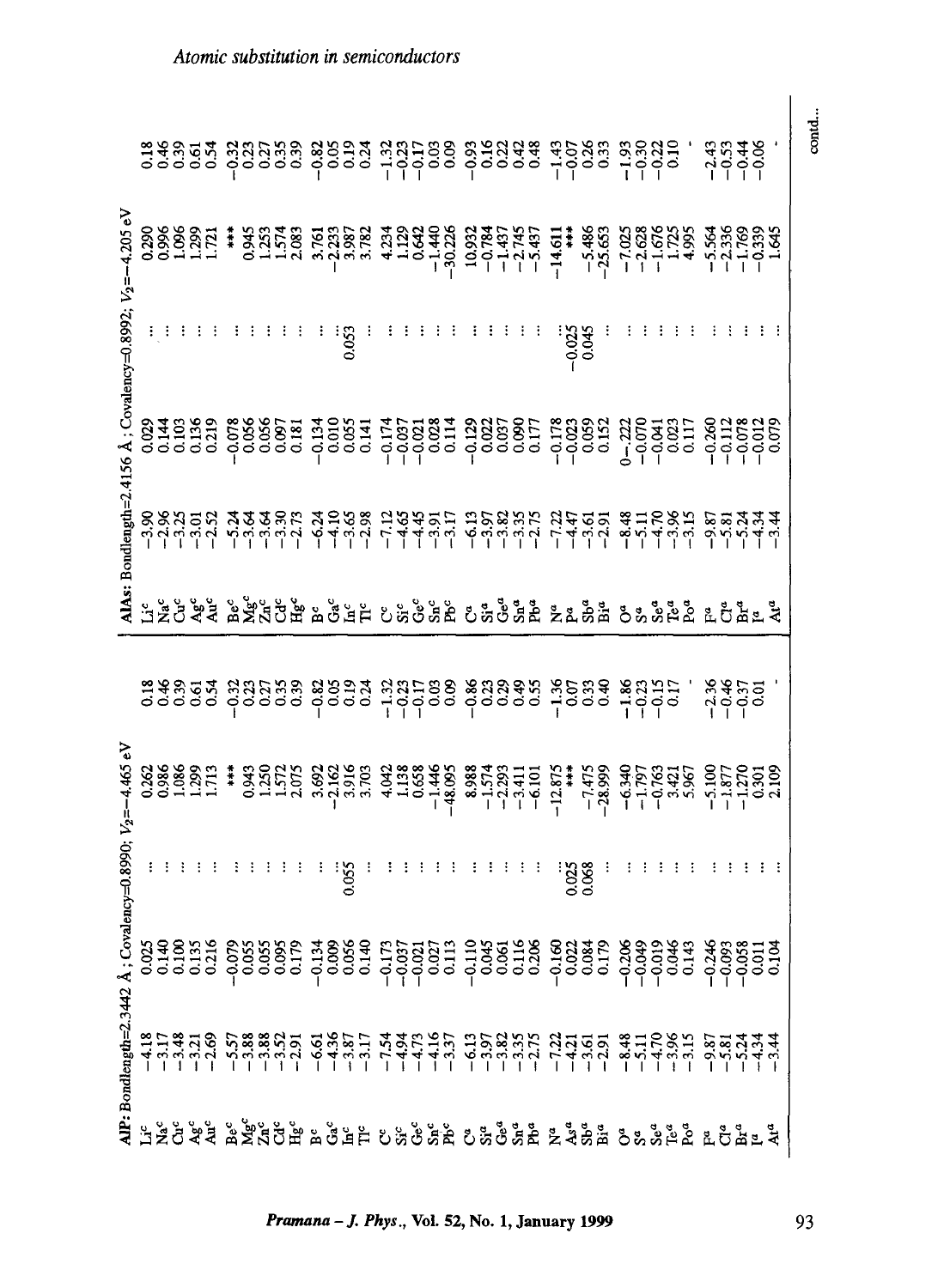| AlP: Bondlength=2.3442 Å; Covalency=0.8990; $V_2$=−4.465 eV | | | | | |
|---|---|---|---|---|---|
| $Li^c$ | −4.18 | 0.025 | ... | 0.262 | 0.18 |
| $Na^c$ | −3.17 | 0.140 | ... | 0.986 | 0.46 |
| $Cu^c$ | −3.48 | 0.100 | ... | 1.086 | 0.39 |
| $Ag^c$ | −3.21 | 0.135 | ... | 1.299 | 0.61 |
| $Au^c$ | −2.69 | 0.216 | ... | 1.713 | 0.54 |
| $Be^c$ | −5.57 | −0.079 | ... | *** | −0.32 |
| $Mg^c$ | −3.88 | 0.055 | ... | 0.943 | 0.23 |
| $Zn^c$ | −3.88 | 0.055 | ... | 1.250 | 0.27 |
| $Cd^c$ | −3.52 | 0.095 | ... | 1.572 | 0.35 |
| $Hg^c$ | −2.91 | 0.179 | ... | 2.075 | 0.39 |
| $B^c$ | −6.61 | −0.134 | ... | 3.692 | −0.82 |
| $Ga^c$ | −4.36 | 0.009 | ... | −2.162 | 0.05 |
| $In^c$ | −3.87 | 0.056 | 0.055 | 3.916 | 0.19 |
| $Tl^c$ | −3.17 | 0.140 | ... | 3.703 | 0.24 |
| $C^c$ | −7.54 | −0.173 | ... | 4.042 | −1.32 |
| $Si^c$ | −4.94 | −0.037 | ... | 1.138 | −0.23 |
| $Ge^c$ | −4.73 | −0.021 | ... | 0.658 | −0.17 |
| $Sn^c$ | −4.16 | 0.027 | ... | −1.446 | 0.03 |
| $Pb^c$ | −3.37 | 0.113 | ... | −48.095 | 0.09 |
| $C^a$ | −6.13 | −0.110 | ... | 8.988 | −0.86 |
| $Si^a$ | −3.97 | 0.045 | ... | −1.574 | 0.23 |
| $Ge^a$ | −3.82 | 0.061 | ... | −2.293 | 0.29 |
| $Sn^a$ | −3.35 | 0.116 | ... | −3.411 | 0.49 |
| $Pb^a$ | −2.75 | 0.206 | ... | −6.101 | 0.55 |
| $N^a$ | −7.22 | −0.160 | ... | −12.875 | −1.36 |
| $As^a$ | −4.21 | 0.022 | 0.025 | *** | 0.07 |
| $Sb^a$ | −3.61 | 0.084 | 0.068 | −7.475 | 0.33 |
| $Bi^a$ | −2.91 | 0.179 | ... | −28.999 | 0.40 |
| $O^a$ | −8.48 | −0.206 | ... | −6.340 | −1.86 |
| $S^a$ | −5.11 | −0.049 | ... | −1.797 | −0.23 |
| $Se^a$ | −4.70 | −0.019 | ... | −0.763 | −0.15 |
| $Te^a$ | −3.96 | 0.046 | ... | 3.421 | 0.17 |
| $Po^a$ | −3.15 | 0.143 | ... | 5.967 | - |
| $F^a$ | −9.87 | −0.246 | ... | −5.100 | −2.36 |
| $Cl^a$ | −5.81 | −0.093 | ... | −1.877 | −0.46 |
| $Br^a$ | −5.24 | −0.058 | ... | −1.270 | −0.37 |
| $I^a$ | −4.34 | 0.011 | ... | 0.301 | 0.01 |
| $At^a$ | −3.44 | 0.104 | ... | 2.109 | - |

| AlAs: Bondlength=2.4156 Å; Covalency=0.8992; $V_2$=−4.205 eV | | | | | |
|---|---|---|---|---|---|
| $Li^c$ | −3.90 | 0.029 | ... | 0.290 | 0.18 |
| $Na^c$ | −2.96 | 0.144 | ... | 0.996 | 0.46 |
| $Cu^c$ | −3.25 | 0.103 | ... | 1.096 | 0.39 |
| $Ag^c$ | −3.01 | 0.136 | ... | 1.299 | 0.61 |
| $Au^c$ | −2.52 | 0.219 | ... | 1.721 | 0.54 |
| $Be^c$ | −5.24 | −0.078 | ... | *** | −0.32 |
| $Mg^c$ | −3.64 | 0.056 | ... | 0.945 | 0.23 |
| $Zn^c$ | −3.64 | 0.056 | ... | 1.253 | 0.27 |
| $Cd^c$ | −3.30 | 0.097 | ... | 1.574 | 0.35 |
| $Hg^c$ | −2.73 | 0.181 | ... | 2.083 | 0.39 |
| $B^c$ | −6.24 | −0.134 | ... | 3.761 | −0.82 |
| $Ga^c$ | −4.10 | 0.010 | ... | −2.233 | 0.05 |
| $In^c$ | −3.65 | 0.055 | 0.053 | 3.987 | 0.19 |
| $Tl^c$ | −2.98 | 0.141 | ... | 3.782 | 0.24 |
| $C^c$ | −7.12 | −0.174 | ... | 4.234 | −1.32 |
| $Si^c$ | −4.65 | −0.037 | ... | 1.129 | −0.23 |
| $Ge^c$ | −4.45 | −0.021 | ... | 0.642 | −0.17 |
| $Sn^c$ | −3.91 | 0.028 | ... | −1.440 | 0.03 |
| $Pb^c$ | −3.17 | 0.114 | ... | −30.226 | 0.09 |
| $C^a$ | −6.13 | −0.129 | ... | 10.932 | −0.93 |
| $Si^a$ | −3.97 | 0.022 | ... | −0.784 | 0.16 |
| $Ge^a$ | −3.82 | 0.037 | ... | −1.437 | 0.22 |
| $Sn^a$ | −3.35 | 0.090 | ... | −2.745 | 0.42 |
| $Pb^a$ | −2.75 | 0.177 | ... | −5.437 | 0.48 |
| $N^a$ | −7.22 | −0.178 | ... | −14.611 | −1.43 |
| $P^a$ | −4.47 | −0.023 | −0.025 | *** | −0.07 |
| $Sb^a$ | −3.61 | 0.059 | 0.045 | −5.486 | 0.26 |
| $Bi^a$ | −2.91 | 0.152 | ... | −25.653 | 0.33 |
| $O^a$ | −8.48 | 0−.222 | ... | −7.025 | −1.93 |
| $S^a$ | −5.11 | −0.070 | ... | −2.628 | −0.30 |
| $Se^a$ | −4.70 | −0.041 | ... | −1.676 | −0.22 |
| $Te^a$ | −3.96 | 0.023 | ... | 1.725 | 0.10 |
| $Po^a$ | −3.15 | 0.117 | ... | 4.995 | - |
| $F^a$ | −9.87 | −0.260 | ... | −5.564 | −2.43 |
| $Cl^a$ | −5.81 | −0.112 | ... | −2.336 | −0.53 |
| $Br^a$ | −5.24 | −0.078 | ... | −1.769 | −0.44 |
| $I^a$ | −4.34 | −0.012 | ... | −0.339 | −0.06 |
| $At^a$ | −3.44 | 0.079 | ... | 1.645 | - |

contd...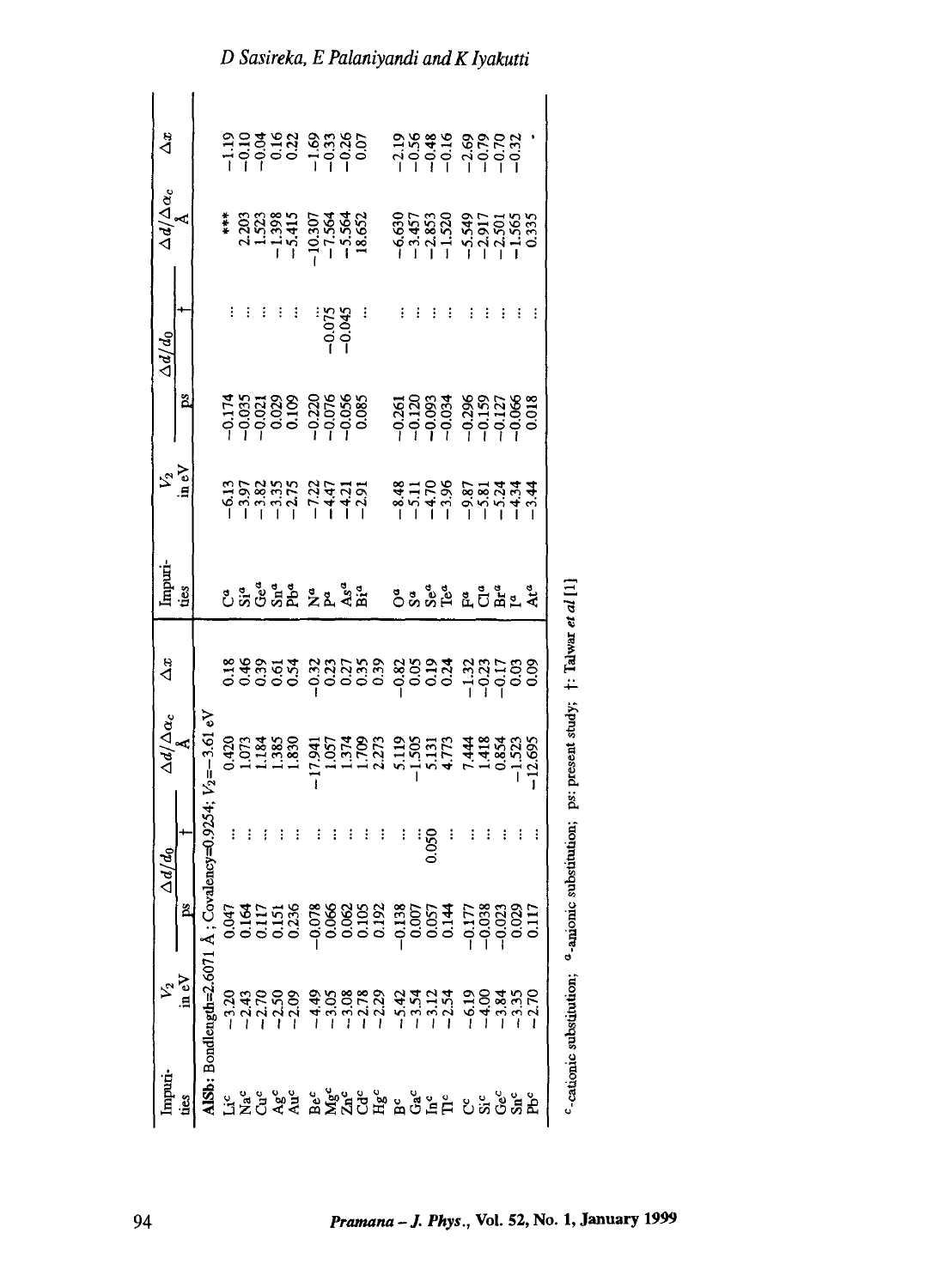| Impurities | $V_2$ in eV | $\Delta d/d_0$ ps | $\Delta d/d_0$ † | $\Delta d/\Delta\alpha_c$ Å | $\Delta x$ | Impurities | $V_2$ in eV | $\Delta d/d_0$ ps | $\Delta d/d_0$ † | $\Delta d/\Delta\alpha_c$ Å | $\Delta x$ |
|---|---|---|---|---|---|---|---|---|---|---|---|
| AlSb: Bondlength=2.6071 Å; Covalency=0.9254; $V_2$=−3.61 eV | | | | | | | | | | | |
| Li[c] | −3.20 | 0.047 | ... | 0.420 | 0.18 | C[a] | −6.13 | −0.174 | ... | *** | −1.19 |
| Na[c] | −2.43 | 0.164 | ... | 1.073 | 0.46 | Si[a] | −3.97 | −0.035 | ... | 2.203 | −0.10 |
| Cu[c] | −2.70 | 0.117 | ... | 1.184 | 0.39 | Ge[a] | −3.82 | −0.021 | ... | 1.523 | −0.04 |
| Ag[c] | −2.50 | 0.151 | ... | 1.385 | 0.61 | Sn[a] | −3.35 | 0.029 | ... | −1.398 | 0.16 |
| Au[c] | −2.09 | 0.236 | ... | 1.830 | 0.54 | Pb[a] | −2.75 | 0.109 | ... | −5.415 | 0.22 |
| Be[c] | −4.49 | −0.078 | ... | −17.941 | −0.32 | N[a] | −7.22 | −0.220 | ... | −10.307 | −1.69 |
| Mg[c] | −3.05 | 0.066 | ... | 1.057 | 0.23 | P[a] | −4.47 | −0.076 | −0.075 | −7.564 | −0.33 |
| Zn[c] | −3.08 | 0.062 | ... | 1.374 | 0.27 | As[a] | −4.21 | −0.056 | −0.045 | −5.564 | −0.26 |
| Cd[c] | −2.78 | 0.105 | ... | 1.709 | 0.35 | Bi[a] | −2.91 | 0.085 | ... | 18.652 | 0.07 |
| Hg[c] | −2.29 | 0.192 | ... | 2.273 | 0.39 | | | | | | |
| B[c] | −5.42 | −0.138 | ... | 5.119 | −0.82 | O[a] | −8.48 | −0.261 | ... | −6.630 | −2.19 |
| Ga[c] | −3.54 | 0.007 | ... | −1.505 | 0.05 | S[a] | −5.11 | −0.120 | ... | −3.457 | −0.56 |
| In[c] | −3.12 | 0.057 | 0.050 | 5.131 | 0.19 | Se[a] | −4.70 | −0.093 | ... | −2.853 | −0.48 |
| Tl[c] | −2.54 | 0.144 | ... | 4.773 | 0.24 | Te[a] | −3.96 | −0.034 | ... | −1.520 | −0.16 |
| C[c] | −6.19 | −0.177 | ... | 7.444 | −1.32 | F[a] | −9.87 | −0.296 | ... | −5.549 | −2.69 |
| Si[c] | −4.00 | −0.038 | ... | 1.418 | −0.23 | Cl[a] | −5.81 | −0.159 | ... | −2.917 | −0.79 |
| Ge[c] | −3.84 | −0.023 | ... | 0.854 | −0.17 | Br[a] | −5.24 | −0.127 | ... | −2.501 | −0.70 |
| Sn[c] | −3.35 | 0.029 | ... | −1.523 | 0.03 | I[a] | −4.34 | −0.066 | ... | −1.565 | −0.32 |
| Pb[c] | −2.70 | 0.117 | ... | −12.695 | 0.09 | At[a] | −3.44 | 0.018 | ... | 0.335 | . |

[c]-cationic substitution; [a]-anionic substitution; ps: present study; †: Talwar *et al* [1]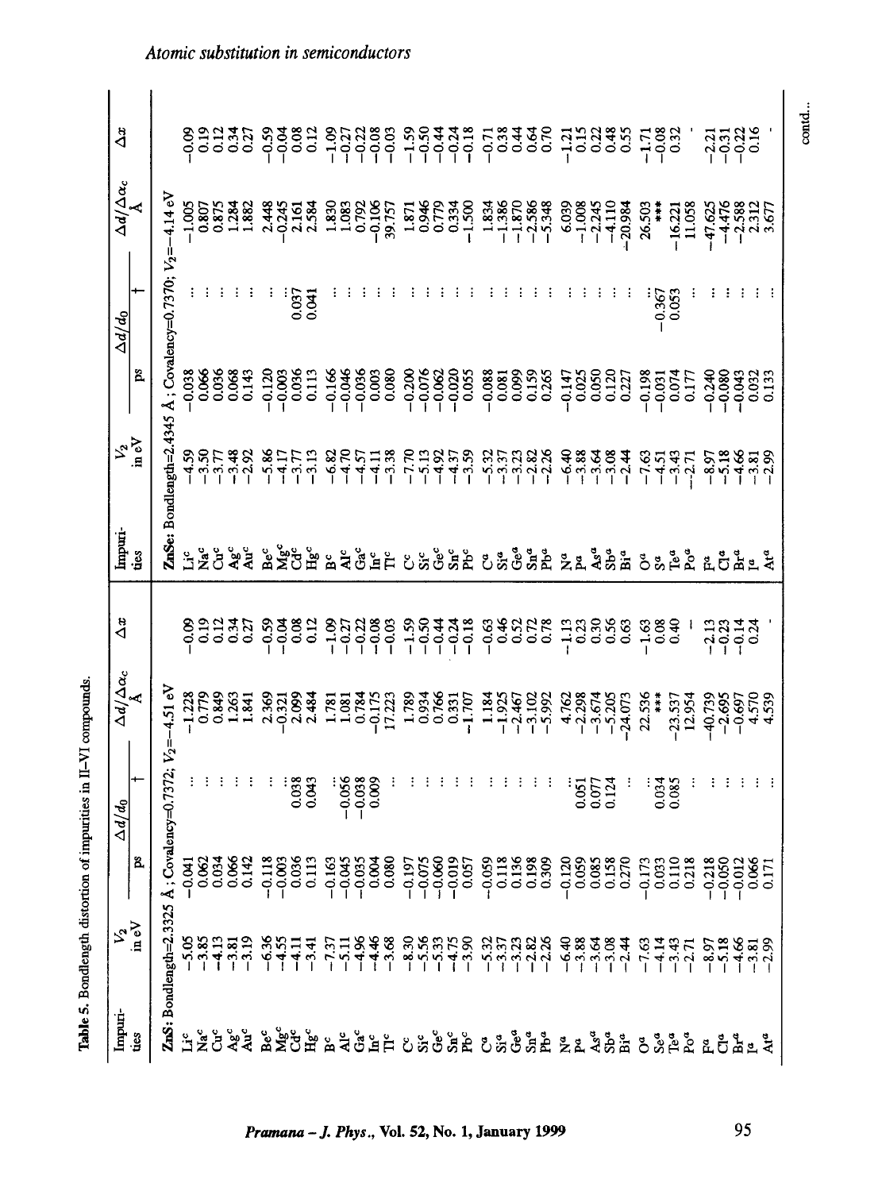Table 5. Bondlength distortion of impurities in II–VI compounds.

| Impurities | $V_2$ in eV | $\Delta d/d_0$ ps | $\Delta d/d_0$ † | $\Delta d/\Delta\alpha_c$ Å | $\Delta x$ | Impurities | $V_2$ in eV | $\Delta d/d_0$ ps | $\Delta d/d_0$ † | $\Delta d/\Delta\alpha_c$ Å | $\Delta x$ |
|---|---|---|---|---|---|---|---|---|---|---|---|
| **ZnS**: Bondlength=2.3325 Å; Covalency=0.7372; $V_2$=−4.51 eV | | | | | | **ZnSe**: Bondlength=2.4345 Å; Covalency=0.7370; $V_2$=−4.14 eV | | | | | |
| Li[c] | −5.05 | −0.041 | ... | −1.228 | −0.09 | Li[c] | −4.59 | −0.038 | ... | −1.005 | −0.09 |
| Na[c] | −3.85 | 0.062 | ... | 0.779 | 0.19 | Na[c] | −3.50 | 0.066 | ... | 0.807 | 0.19 |
| Cu[c] | −4.13 | 0.034 | ... | 0.849 | 0.12 | Cu[c] | −3.77 | 0.036 | ... | 0.875 | 0.12 |
| Ag[c] | −3.81 | 0.066 | ... | 1.263 | 0.34 | Ag[c] | −3.48 | 0.068 | ... | 1.284 | 0.34 |
| Au[c] | −3.19 | 0.142 | ... | 1.841 | 0.27 | Au[c] | −2.92 | 0.143 | ... | 1.882 | 0.27 |
| Be[c] | −6.36 | −0.118 | ... | 2.369 | −0.59 | Be[c] | −5.86 | −0.120 | ... | 2.448 | −0.59 |
| Mg[c] | −4.55 | −0.003 | ... | −0.321 | −0.04 | Mg[c] | −4.17 | −0.003 | ... | −0.245 | −0.04 |
| Cd[c] | −4.11 | 0.036 | 0.038 | 2.099 | 0.08 | Cd[c] | −3.77 | 0.036 | 0.037 | 2.161 | 0.08 |
| Hg[c] | −3.41 | 0.113 | 0.043 | 2.484 | 0.12 | Hg[c] | −3.13 | 0.113 | 0.041 | 2.584 | 0.12 |
| B[c] | −7.37 | −0.163 | ... | 1.781 | −1.09 | B[c] | −6.82 | −0.166 | ... | 1.830 | −1.09 |
| Al[c] | −5.11 | −0.045 | −0.056 | 1.081 | −0.27 | Al[c] | −4.70 | −0.046 | ... | 1.083 | −0.27 |
| Ga[c] | −4.96 | −0.035 | −0.038 | 0.784 | −0.22 | Ga[c] | −4.57 | −0.036 | ... | 0.792 | −0.22 |
| In[c] | −4.46 | 0.004 | 0.009 | −0.175 | −0.08 | In[c] | −4.11 | 0.003 | ... | −0.106 | −0.08 |
| Tl[c] | −3.68 | 0.080 | ... | 17.223 | −0.03 | Tl[c] | −3.38 | 0.080 | ... | 39.757 | −0.03 |
| C[c] | −8.30 | −0.197 | ... | 1.789 | −1.59 | C[c] | −7.70 | −0.200 | ... | 1.871 | −1.59 |
| Si[c] | −5.56 | −0.075 | ... | 0.934 | −0.50 | Si[c] | −5.13 | −0.076 | ... | 0.946 | −0.50 |
| Ge[c] | −5.33 | −0.060 | ... | 0.766 | −0.44 | Ge[c] | −4.92 | −0.062 | ... | 0.779 | −0.44 |
| Sn[c] | −4.75 | −0.019 | ... | 0.331 | −0.24 | Sn[c] | −4.37 | −0.020 | ... | 0.334 | −0.24 |
| Pb[c] | −3.90 | 0.057 | ... | −1.707 | −0.18 | Pb[c] | −3.59 | 0.055 | ... | −1.500 | −0.18 |
| C[a] | −5.32 | −0.059 | ... | 1.184 | −0.63 | C[a] | −5.32 | −0.088 | ... | 1.834 | −0.71 |
| Si[a] | −3.37 | 0.118 | ... | −1.925 | 0.46 | Si[a] | −3.37 | 0.081 | ... | −1.386 | 0.38 |
| Ge[a] | −3.23 | 0.136 | ... | −2.467 | 0.52 | Ge[a] | −3.23 | 0.099 | ... | −1.870 | 0.44 |
| Sn[a] | −2.82 | 0.198 | ... | −3.102 | 0.72 | Sn[a] | −2.82 | 0.159 | ... | −2.586 | 0.64 |
| Pb[a] | −2.26 | 0.309 | ... | −5.992 | 0.78 | Pb[a] | −2.26 | 0.265 | ... | −5.348 | 0.70 |
| N[a] | −6.40 | −0.120 | ... | 4.762 | −1.13 | N[a] | −6.40 | −0.147 | ... | 6.039 | −1.21 |
| P[a] | −3.88 | 0.059 | 0.051 | −2.298 | 0.23 | P[a] | −3.88 | 0.025 | ... | −1.008 | 0.15 |
| As[a] | −3.64 | 0.085 | 0.077 | −3.674 | 0.30 | As[a] | −3.64 | 0.050 | ... | −2.245 | 0.22 |
| Sb[a] | −3.08 | 0.158 | 0.124 | −5.205 | 0.56 | Sb[a] | −3.08 | 0.120 | ... | −4.110 | 0.48 |
| Bi[a] | −2.44 | 0.270 | ... | −24.073 | 0.63 | Bi[a] | −2.44 | 0.227 | ... | −20.984 | 0.55 |
| O[a] | −7.63 | −0.173 | ... | 22.536 | −1.63 | O[a] | −7.63 | −0.198 | ... | 26.503 | −1.71 |
| Se[a] | −4.14 | 0.033 | 0.034 | *** | 0.08 | S[a] | −4.51 | −0.031 | −0.367 | *** | −0.08 |
| Te[a] | −3.43 | 0.110 | 0.085 | −23.537 | 0.40 | Te[a] | −3.43 | 0.074 | 0.053 | −16.221 | 0.32 |
| Po[a] | −2.71 | 0.218 | ... | 12.954 | - | Po[a] | −2.71 | 0.177 | ... | 11.058 | - |
| F[a] | −8.97 | −0.218 | ... | −40.739 | −2.13 | F[a] | −8.97 | −0.240 | ... | −47.625 | −2.21 |
| Cl[a] | −5.18 | −0.050 | ... | −2.695 | −0.23 | Cl[a] | −5.18 | −0.080 | ... | −4.476 | −0.31 |
| Br[a] | −4.66 | −0.012 | ... | −0.697 | −0.14 | Br[a] | −4.66 | −0.043 | ... | −2.588 | −0.22 |
| I[a] | −3.81 | 0.066 | ... | 4.570 | 0.24 | I[a] | −3.81 | 0.032 | ... | 2.312 | 0.16 |
| At[a] | −2.99 | 0.171 | ... | 4.539 | - | At[a] | −2.99 | 0.133 | | 3.677 | - |

contd...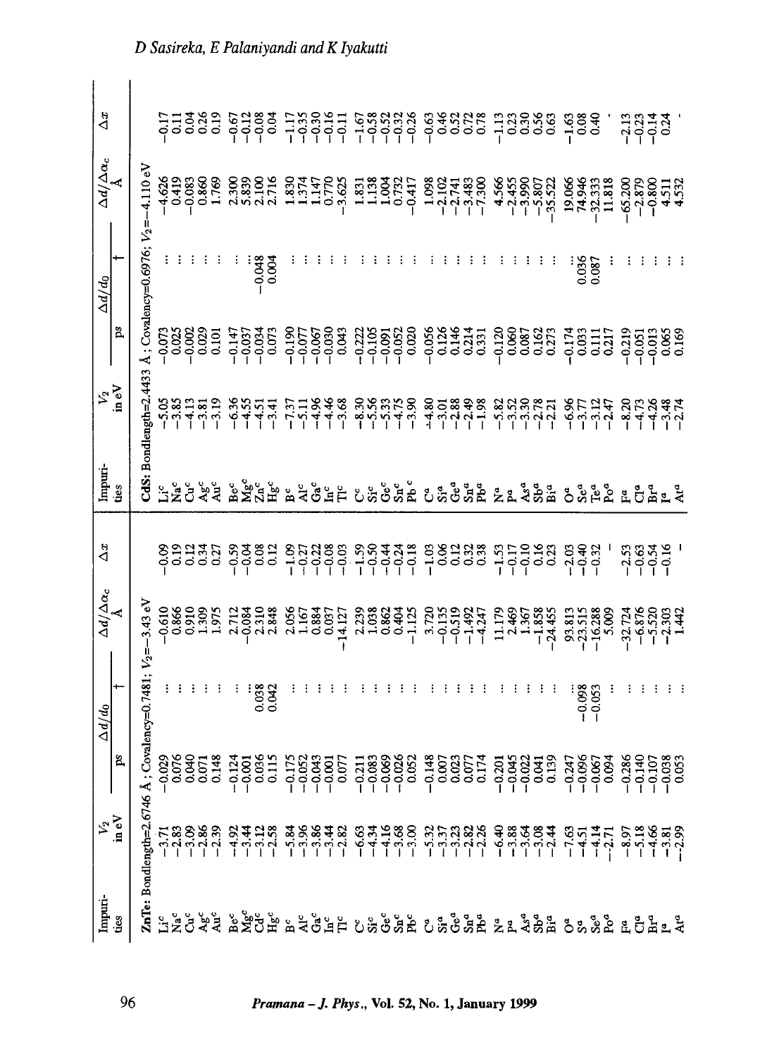| Impurities | $V_2$ in eV | $\Delta d/d_0$ ps | $\Delta d/d_0$ + | $\Delta d/\Delta\alpha_c$ Å | $\Delta x$ |
|---|---|---|---|---|---|
| **ZnTe:** Bondlength=2.6746 Å ; Covalency=0.7481; $V_2$=−3.43 eV | | | | | |
| Li[c] | −3.71 | −0.029 | ... | −0.610 | −0.09 |
| Na[c] | −2.83 | 0.076 | ... | 0.866 | 0.19 |
| Cu[c] | −3.09 | 0.040 | ... | 0.910 | 0.12 |
| Ag[c] | −2.86 | 0.071 | ... | 1.309 | 0.34 |
| Au[c] | −2.39 | 0.148 | ... | 1.975 | 0.27 |
| Be[c] | −4.92 | −0.124 | ... | 2.712 | −0.59 |
| Mg[c] | −3.44 | −0.001 | ... | −0.084 | −0.04 |
| Cd[c] | −3.12 | 0.036 | 0.038 | 2.310 | 0.08 |
| Hg[c] | −2.58 | 0.115 | 0.042 | 2.848 | 0.12 |
| B[c] | −5.84 | −0.175 | ... | 2.056 | −1.09 |
| Al[c] | −3.96 | −0.052 | ... | 1.167 | −0.27 |
| Ga[c] | −3.86 | −0.043 | ... | 0.884 | −0.22 |
| In[c] | −3.44 | −0.001 | ... | 0.037 | −0.08 |
| Tl[c] | −2.82 | 0.077 | ... | −14.127 | −0.03 |
| C[c] | −6.63 | −0.211 | ... | 2.239 | −1.59 |
| Si[c] | −4.34 | −0.083 | ... | 1.038 | −0.50 |
| Ge[c] | −4.16 | −0.069 | ... | 0.862 | −0.44 |
| Sn[c] | −3.68 | −0.026 | ... | 0.404 | −0.24 |
| Pb[c] | −3.00 | 0.052 | ... | −1.125 | −0.18 |
| C[a] | −5.32 | −0.148 | ... | 3.720 | −1.03 |
| Si[a] | −3.37 | 0.007 | ... | −0.135 | 0.06 |
| Ge[a] | −3.23 | 0.023 | ... | −0.519 | 0.12 |
| Sn[a] | −2.82 | 0.077 | ... | −1.492 | 0.32 |
| Pb[a] | −2.26 | 0.174 | ... | −4.247 | 0.38 |
| N[a] | −6.40 | −0.201 | ... | 11.179 | −1.53 |
| P[a] | −3.88 | −0.045 | ... | 2.469 | −0.17 |
| As[a] | −3.64 | −0.022 | ... | 1.367 | −0.10 |
| Sb[a] | −3.08 | 0.041 | ... | −1.858 | 0.16 |
| Bi[a] | −2.44 | 0.139 | ... | −24.455 | 0.23 |
| O[a] | −7.63 | −0.247 | ... | 93.813 | −2.03 |
| S[a] | −4.51 | −0.096 | −0.098 | −23.515 | −0.40 |
| Se[a] | −4.14 | −0.067 | −0.053 | −16.288 | −0.32 |
| Po[a] | −2.71 | 0.094 | ... | 5.009 | - |
| F[a] | −8.97 | −0.286 | ... | −32.724 | −2.53 |
| Cl[a] | −5.18 | −0.140 | ... | −6.876 | −0.63 |
| Br[a] | −4.66 | −0.107 | ... | −5.520 | −0.54 |
| I[a] | −3.81 | −0.038 | ... | −2.303 | −0.16 |
| At[a] | −2.99 | 0.053 | ... | 1.442 | - |

| Impurities | $V_2$ in eV | $\Delta d/d_0$ ps | $\Delta d/d_0$ + | $\Delta d/\Delta\alpha_c$ Å | $\Delta x$ |
|---|---|---|---|---|---|
| **CdS:** Bondlength=2.4433 Å ; Covalency=0.6976; $V_2$=−4.110 eV | | | | | |
| Li[c] | −5.05 | −0.073 | ... | −4.626 | −0.17 |
| Na[c] | −3.85 | 0.025 | ... | 0.419 | 0.11 |
| Cu[c] | −4.13 | −0.002 | ... | −0.083 | 0.04 |
| Ag[c] | −3.81 | 0.029 | ... | 0.860 | 0.26 |
| Au[c] | −3.19 | 0.101 | ... | 1.769 | 0.19 |
| Be[c] | −6.36 | −0.147 | ... | 2.300 | −0.67 |
| Mg[c] | −4.55 | −0.037 | ... | 5.839 | −0.12 |
| Zn[c] | −4.51 | −0.034 | −0.048 | 2.100 | −0.08 |
| Hg[c] | −3.41 | 0.073 | 0.004 | 2.716 | 0.04 |
| B[c] | −7.37 | −0.190 | ... | 1.830 | −1.17 |
| Al[c] | −5.11 | −0.077 | ... | 1.374 | −0.35 |
| Ga[c] | −4.96 | −0.067 | ... | 1.147 | −0.30 |
| In[c] | −4.46 | −0.030 | ... | 0.770 | −0.16 |
| Tl[c] | −3.68 | 0.043 | ... | −3.625 | −0.11 |
| C[c] | −8.30 | −0.222 | ... | 1.831 | −1.67 |
| Si[c] | −5.56 | −0.105 | ... | 1.138 | −0.58 |
| Ge[c] | −5.33 | −0.091 | ... | 1.004 | −0.52 |
| Sn[c] | −4.75 | −0.052 | ... | 0.732 | −0.32 |
| Pb[c] | −3.90 | 0.020 | ... | −0.417 | −0.26 |
| C[a] | −4.80 | −0.056 | ... | 1.098 | −0.63 |
| Si[a] | −3.01 | 0.126 | ... | −2.102 | 0.46 |
| Ge[a] | −2.88 | 0.146 | ... | −2.741 | 0.52 |
| Sn[a] | −2.49 | 0.214 | ... | −3.483 | 0.72 |
| Pb[a] | −1.98 | 0.331 | ... | −7.300 | 0.78 |
| N[a] | −5.82 | −0.120 | ... | 4.566 | −1.13 |
| P[a] | −3.52 | 0.060 | ... | −2.455 | 0.23 |
| As[a] | −3.30 | 0.087 | ... | −3.990 | 0.30 |
| Sb[a] | −2.78 | 0.162 | ... | −5.807 | 0.56 |
| Bi[a] | −2.21 | 0.273 | ... | −35.522 | 0.63 |
| O[a] | −6.96 | −0.174 | ... | 19.066 | −1.63 |
| Se[a] | −3.77 | 0.033 | 0.036 | 74.946 | 0.08 |
| Te[a] | −3.12 | 0.111 | 0.087 | −32.333 | 0.40 |
| Po[a] | −2.47 | 0.217 | ... | 11.818 | - |
| F[a] | −8.20 | −0.219 | ... | −65.200 | −2.13 |
| Cl[a] | −4.73 | −0.051 | ... | −2.879 | −0.23 |
| Br[a] | −4.26 | −0.013 | ... | −0.800 | −0.14 |
| I[a] | −3.48 | 0.065 | ... | 4.511 | 0.24 |
| At[a] | −2.74 | 0.169 | ... | 4.532 | - |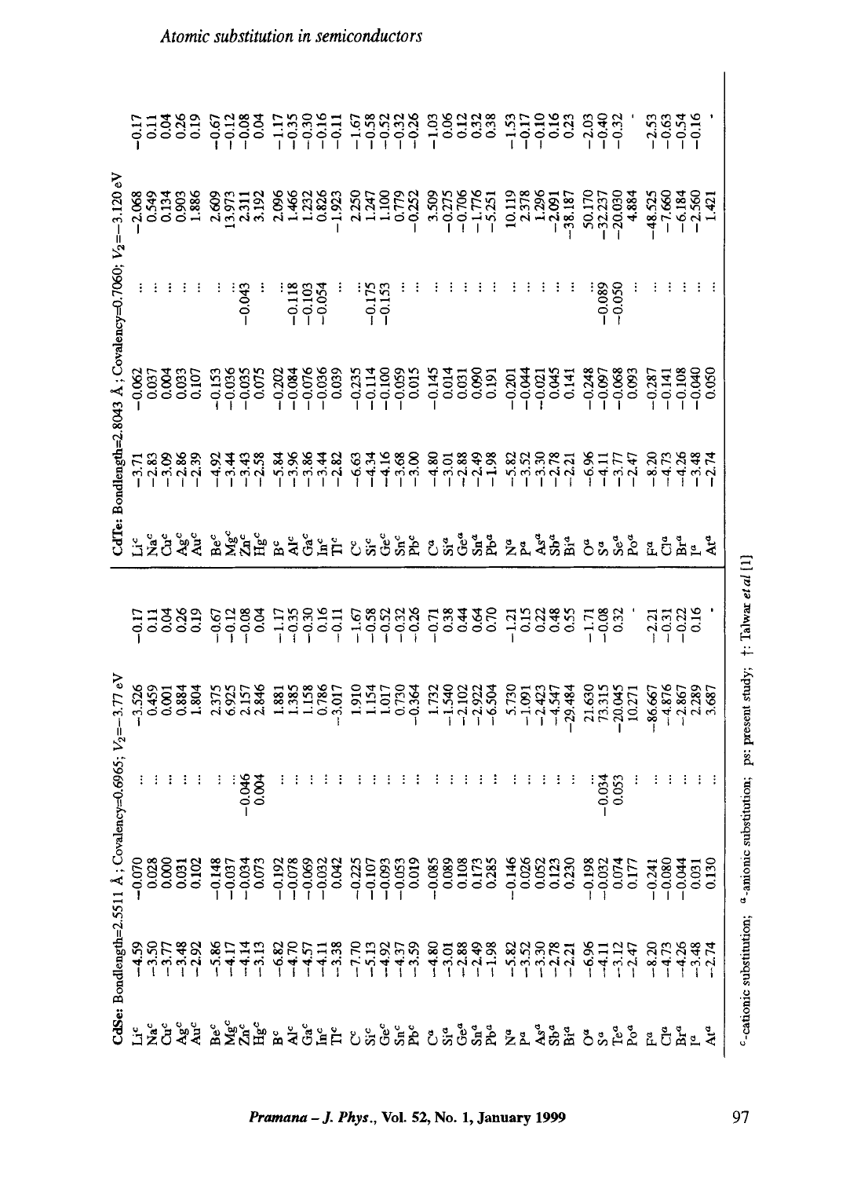| CdSe: Bondlength=2.5511 Å; Covalency=0.6965; $V_2$=−3.77 eV | | | | | |
|---|---|---|---|---|---|
| $Li^c$ | −4.59 | −0.070 | ... | −3.526 | −0.17 |
| $Na^c$ | −3.50 | 0.028 | ... | 0.459 | 0.11 |
| $Cu^c$ | −3.77 | 0.000 | ... | 0.001 | 0.04 |
| $Ag^c$ | −3.48 | 0.031 | ... | 0.884 | 0.26 |
| $Au^c$ | −2.92 | 0.102 | ... | 1.804 | 0.19 |
| $Be^c$ | −5.86 | −0.148 | | 2.375 | −0.67 |
| $Mg^c$ | −4.17 | −0.037 | ... | 6.925 | −0.12 |
| $Zn^c$ | −4.14 | −0.034 | −0.046 | 2.157 | −0.08 |
| $Hg^c$ | −3.13 | 0.073 | 0.004 | 2.846 | 0.04 |
| $B^c$ | −6.82 | −0.192 | ... | 1.881 | −1.17 |
| $Al^c$ | −4.70 | −0.078 | ... | 1.385 | −0.35 |
| $Ga^c$ | −4.57 | −0.069 | ... | 1.158 | −0.30 |
| $In^c$ | −4.11 | −0.032 | ... | 0.786 | 0.16 |
| $Tl^c$ | −3.38 | 0.042 | ... | −3.017 | −0.11 |
| $C^c$ | −7.70 | −0.225 | ... | 1.910 | −1.67 |
| $Si^c$ | −5.13 | −0.107 | ... | 1.154 | −0.58 |
| $Ge^c$ | −4.92 | −0.093 | ... | 1.017 | −0.52 |
| $Sn^c$ | −4.37 | −0.053 | ... | 0.730 | −0.32 |
| $Pb^c$ | −3.59 | 0.019 | ... | −0.364 | −0.26 |
| $C^a$ | −4.80 | −0.085 | ... | 1.732 | −0.71 |
| $Si^a$ | −3.01 | 0.089 | ... | −1.540 | 0.38 |
| $Ge^a$ | −2.88 | 0.108 | ... | −2.102 | 0.44 |
| $Sn^a$ | −2.49 | 0.173 | ... | −2.922 | 0.64 |
| $Pb^a$ | −1.98 | 0.285 | ... | −6.504 | 0.70 |
| $N^a$ | −5.82 | −0.146 | ... | 5.730 | −1.21 |
| $P^a$ | −3.52 | 0.026 | ... | −1.091 | 0.15 |
| $As^a$ | −3.30 | 0.052 | ... | −2.423 | 0.22 |
| $Sb^a$ | −2.78 | 0.123 | ... | −4.547 | 0.48 |
| $Bi^a$ | −2.21 | 0.230 | ... | −29.484 | 0.55 |
| $O^a$ | −6.96 | −0.198 | ... | 21.630 | −1.71 |
| $S^a$ | −4.11 | −0.032 | −0.034 | 73.315 | −0.08 |
| $Te^a$ | −3.12 | 0.074 | 0.053 | −20.045 | 0.32 |
| $Po^a$ | −2.47 | 0.177 | ... | 10.271 | · |
| $F^a$ | −8.20 | −0.241 | ... | −86.667 | −2.21 |
| $Cl^a$ | −4.73 | −0.080 | ... | −4.876 | −0.31 |
| $Br^a$ | −4.26 | −0.044 | ... | −2.867 | −0.22 |
| $I^a$ | −3.48 | 0.031 | ... | 2.289 | 0.16 |
| $At^a$ | −2.74 | 0.130 | ... | 3.687 | · |

| CdTe: Bondlength=2.8043 Å; Covalency=0.7060; $V_2$=−3.120 eV | | | | | |
|---|---|---|---|---|---|
| $Li^c$ | −3.71 | −0.062 | ... | −2.068 | −0.17 |
| $Na^c$ | −2.83 | 0.037 | ... | 0.549 | 0.11 |
| $Cu^c$ | −3.09 | 0.004 | ... | 0.134 | 0.04 |
| $Ag^c$ | −2.86 | 0.033 | ... | 0.903 | 0.26 |
| $Au^c$ | −2.39 | 0.107 | ... | 1.886 | 0.19 |
| $Be^c$ | −4.92 | −0.153 | | 2.609 | −0.67 |
| $Mg^c$ | −3.44 | −0.036 | ... | 13.973 | −0.12 |
| $Zn^c$ | −3.43 | −0.035 | −0.043 | 2.311 | −0.08 |
| $Hg^c$ | −2.58 | 0.075 | ... | 3.192 | 0.04 |
| $B^c$ | −5.84 | −0.202 | ... | 2.096 | −1.17 |
| $Al^c$ | −3.96 | −0.084 | −0.118 | 1.466 | −0.35 |
| $Ga^c$ | −3.86 | −0.076 | −0.103 | 1.232 | −0.30 |
| $In^c$ | −3.44 | −0.036 | −0.054 | 0.826 | −0.16 |
| $Tl^c$ | −2.82 | 0.039 | ... | −1.923 | −0.11 |
| $C^c$ | −6.63 | −0.235 | ... | 2.250 | −1.67 |
| $Si^c$ | −4.34 | −0.114 | −0.175 | 1.247 | −0.58 |
| $Ge^c$ | −4.16 | −0.100 | −0.153 | 1.100 | −0.52 |
| $Sn^c$ | −3.68 | −0.059 | ... | 0.779 | −0.32 |
| $Pb^c$ | −3.00 | 0.015 | ... | −0.252 | −0.26 |
| $C^a$ | −4.80 | −0.145 | ... | 3.509 | −1.03 |
| $Si^a$ | −3.01 | 0.014 | ... | −0.275 | 0.06 |
| $Ge^a$ | −2.88 | 0.031 | ... | −0.706 | 0.12 |
| $Sn^a$ | −2.49 | 0.090 | ... | −1.776 | 0.32 |
| $Pb^a$ | −1.98 | 0.191 | ... | −5.251 | 0.38 |
| $N^a$ | −5.82 | −0.201 | ... | 10.119 | −1.53 |
| $P^a$ | −3.52 | −0.044 | ... | 2.378 | −0.17 |
| $As^a$ | −3.30 | −0.021 | ... | 1.296 | −0.10 |
| $Sb^a$ | −2.78 | 0.045 | ... | −2.091 | 0.16 |
| $Bi^a$ | −2.21 | 0.141 | ... | −38.187 | 0.23 |
| $O^a$ | −6.96 | −0.248 | ... | 50.170 | −2.03 |
| $S^a$ | −4.11 | −0.097 | −0.089 | −32.237 | −0.40 |
| $Se^a$ | −3.77 | −0.068 | −0.050 | −20.030 | −0.32 |
| $Po^a$ | −2.47 | 0.093 | ... | 4.884 | · |
| $F^a$ | −8.20 | −0.287 | ... | −48.525 | −2.53 |
| $Cl^a$ | −4.73 | −0.141 | ... | −7.660 | −0.63 |
| $Br^a$ | −4.26 | −0.108 | ... | −6.184 | −0.54 |
| $I^a$ | −3.48 | −0.040 | ... | −2.560 | −0.16 |
| $At^a$ | −2.74 | 0.050 | ... | 1.421 | · |

c-cationic substitution; a-anionic substitution; ps: present study; †: Talwar *et al* [1]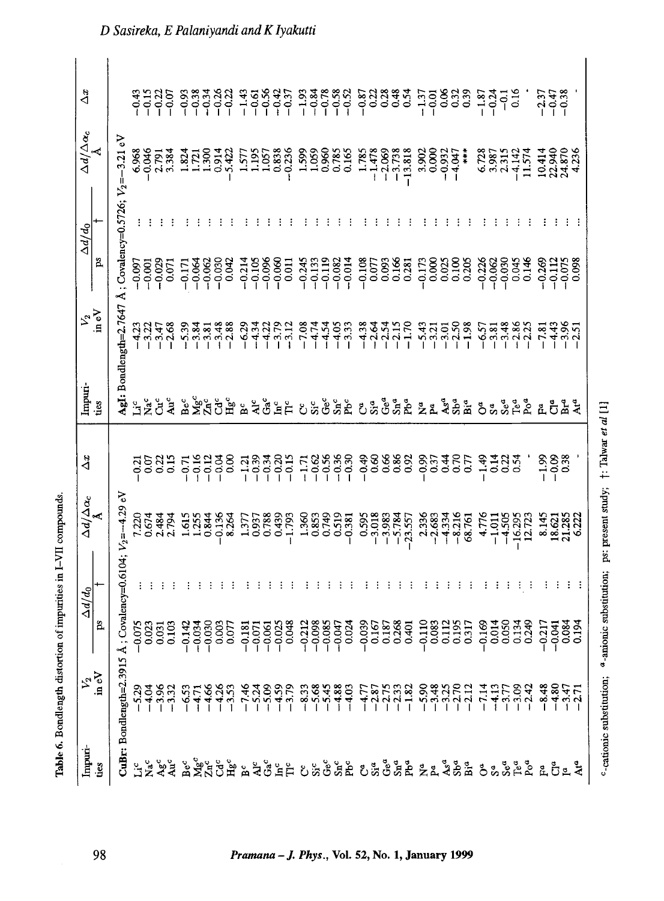Table 6. Bondlength distortion of impurities in I–VII compounds.

| Impurities | $V_2$ in eV | $\Delta d/d_0$ ps | $\Delta d/d_0$ † | $\Delta d/\Delta\alpha_c$ Å | $\Delta x$ | Impurities | $V_2$ in eV | $\Delta d/d_0$ ps | $\Delta d/d_0$ † | $\Delta d/\Delta\alpha_c$ Å | $\Delta x$ |
|---|---|---|---|---|---|---|---|---|---|---|---|
| **CuBr**: Bondlength=2.3915 Å ; Covalency=0.6104; $V_2$=−4.29 eV | | | | | | **AgI**: Bondlength=2.7647 Å ; Covalency=0.5726; $V_2$=−3.21 eV | | | | | |
| Li[c] | −5.29 | −0.075 | ... | 7.220 | −0.21 | Li[c] | −4.23 | −0.097 | ... | 6.968 | −0.43 |
| Na[c] | −4.04 | 0.023 | ... | 0.674 | 0.07 | Na[c] | −3.22 | −0.001 | ... | −0.046 | −0.15 |
| Ag[c] | −3.96 | 0.031 | ... | 2.484 | 0.22 | Cu[c] | −3.47 | −0.029 | ... | 2.791 | −0.22 |
| Au[c] | −3.32 | 0.103 | ... | 2.794 | 0.15 | Au[c] | −2.68 | 0.071 | ... | 3.384 | −0.07 |
| Be[c] | −6.53 | −0.142 | ... | 1.615 | −0.71 | Be[c] | −5.39 | −0.171 | ... | 1.824 | −0.93 |
| Mg[c] | −4.71 | −0.034 | ... | 1.255 | −0.16 | Mg[c] | −3.84 | −0.064 | ... | 1.721 | −0.38 |
| Zn[c] | −4.66 | −0.030 | ... | 0.844 | −0.12 | Zn[c] | −3.81 | −0.062 | ... | 1.300 | −0.34 |
| Cd[c] | −4.26 | 0.003 | ... | −0.136 | −0.04 | Cd[c] | −3.48 | −0.030 | ... | 0.914 | −0.26 |
| Hg[c] | −3.53 | 0.077 | ... | 8.264 | 0.00 | Hg[c] | −2.88 | 0.042 | ... | −5.422 | −0.22 |
| B[c] | −7.46 | −0.181 | ... | 1.377 | −1.21 | B[c] | −6.29 | −0.214 | ... | 1.577 | −1.43 |
| Al[c] | −5.24 | −0.071 | ... | 0.937 | −0.39 | Al[c] | −4.34 | −0.105 | ... | 1.195 | −0.61 |
| Ga[c] | −5.09 | −0.061 | ... | 0.788 | −0.34 | Ga[c] | −4.22 | −0.096 | ... | 1.057 | −0.56 |
| In[c] | −4.59 | −0.025 | ... | 0.439 | −0.20 | In[c] | −3.79 | −0.060 | ... | 0.838 | −0.42 |
| Tl[c] | −3.79 | 0.048 | ... | −1.793 | −0.15 | Tl[c] | −3.12 | 0.011 | ... | −0.236 | −0.37 |
| C[c] | −8.33 | −0.212 | ... | 1.360 | −1.71 | C[c] | −7.08 | −0.245 | ... | 1.599 | −1.93 |
| Si[c] | −5.68 | −0.098 | ... | 0.853 | −0.62 | Si[c] | −4.74 | −0.133 | ... | 1.059 | −0.84 |
| Ge[c] | −5.45 | −0.085 | ... | 0.749 | −0.56 | Ge[c] | −4.54 | −0.119 | ... | 0.960 | −0.78 |
| Sn[c] | −4.88 | −0.047 | ... | 0.519 | −0.36 | Sn[c] | −4.05 | −0.082 | ... | 0.785 | −0.58 |
| Pb[c] | −4.03 | 0.024 | ... | −0.381 | −0.30 | Pb[c] | −3.33 | −0.014 | ... | 0.165 | −0.52 |
| C[a] | −4.77 | −0.039 | ... | 0.595 | −0.49 | C[a] | −4.38 | −0.108 | ... | 1.785 | −0.87 |
| Si[a] | −2.87 | 0.167 | ... | −3.018 | 0.60 | Si[a] | −2.64 | 0.077 | ... | −1.478 | 0.22 |
| Ge[a] | −2.75 | 0.187 | ... | −3.983 | 0.66 | Ge[a] | −2.54 | 0.093 | ... | −2.069 | 0.28 |
| Sn[a] | −2.33 | 0.268 | ... | −5.784 | 0.86 | Sn[a] | −2.15 | 0.166 | ... | −3.738 | 0.48 |
| Pb[a] | −1.82 | 0.401 | ... | −23.557 | 0.92 | Pb[a] | −1.70 | 0.281 | ... | −13.818 | 0.54 |
| N[a] | −5.90 | −0.110 | ... | 2.336 | −0.99 | N[a] | −5.43 | −0.173 | ... | 3.902 | −1.37 |
| P[a] | −3.48 | 0.083 | ... | −2.683 | 0.37 | P[a] | −3.21 | 0.000 | ... | 0.000 | −0.01 |
| As[a] | −3.25 | 0.112 | ... | −4.334 | 0.44 | As[a] | −3.01 | 0.025 | ... | −0.932 | 0.06 |
| Sb[a] | −2.70 | 0.195 | ... | −8.216 | 0.70 | Sb[a] | −2.50 | 0.100 | ... | −4.047 | 0.32 |
| Bi[a] | −2.12 | 0.317 | ... | 68.761 | 0.77 | Bi[a] | −1.98 | 0.205 | ... | *** | 0.39 |
| O[a] | −7.14 | −0.169 | ... | 4.776 | −1.49 | O[a] | −6.57 | −0.226 | ... | 6.728 | −1.87 |
| S[a] | −4.13 | 0.014 | ... | −1.011 | 0.14 | S[a] | −3.81 | −0.062 | ... | 3.987 | −0.24 |
| Se[a] | −3.77 | 0.050 | ... | −4.505 | 0.22 | Se[a] | −3.48 | −0.030 | ... | 2.315 | −0.1 |
| Te[a] | −3.09 | 0.134 | ... | −16.295 | 0.54 | Te[a] | −2.86 | 0.045 | ... | −4.142 | 0.16 |
| Po[a] | −2.42 | 0.249 | ... | 12.723 | · | Po[a] | −2.25 | 0.146 | ... | 11.574 | · |
| F[a] | −8.48 | −0.217 | ... | 8.145 | −1.99 | F[a] | −7.81 | −0.269 | ... | 10.414 | −2.37 |
| Cl[a] | −4.80 | −0.041 | ... | 18.621 | −0.09 | Cl[a] | −4.43 | −0.112 | ... | 22.940 | −0.47 |
| I[a] | −3.47 | 0.084 | ... | 21.285 | 0.38 | Br[a] | −3.96 | −0.075 | ... | 24.870 | −0.38 |
| At[a] | −2.71 | 0.194 | ... | 6.222 | · | At[a] | −2.51 | 0.098 | ... | 4.236 | · |

[c]-cationic substitution; [a]-anionic substitution; ps: present study; †: Talwar *et al* [1]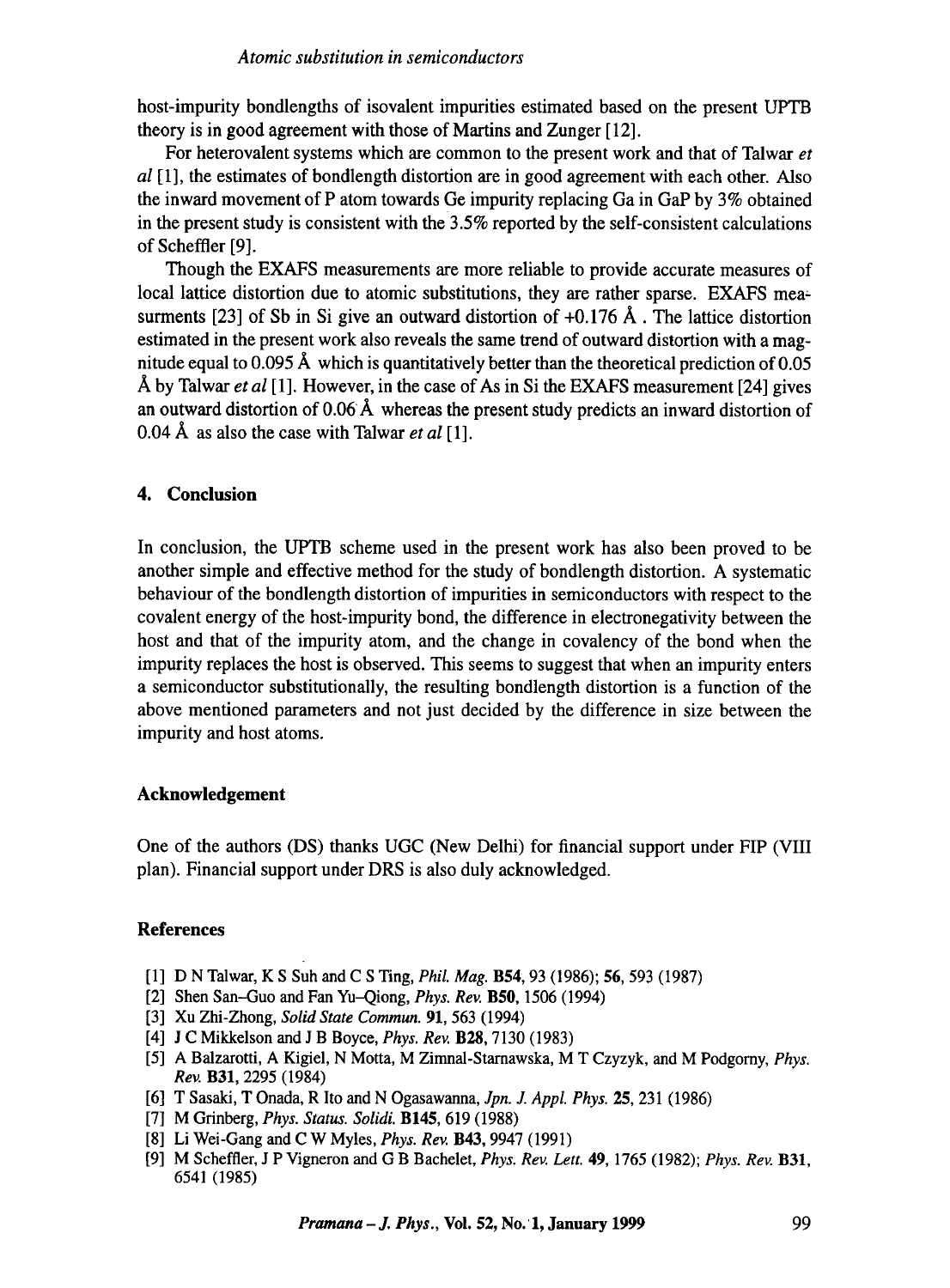host-impurity bondlengths of isovalent impurities estimated based on the present UPTB theory is in good agreement with those of Martins and Zunger [12].

For heterovalent systems which are common to the present work and that of Talwar *et al* [1], the estimates of bondlength distortion are in good agreement with each other. Also the inward movement of P atom towards Ge impurity replacing Ga in GaP by 3% obtained in the present study is consistent with the 3.5% reported by the self-consistent calculations of Scheffler [9].

Though the EXAFS measurements are more reliable to provide accurate measures of local lattice distortion due to atomic substitutions, they are rather sparse. EXAFS measurments [23] of Sb in Si give an outward distortion of +0.176 Å. The lattice distortion estimated in the present work also reveals the same trend of outward distortion with a magnitude equal to 0.095 Å which is quantitatively better than the theoretical prediction of 0.05 Å by Talwar *et al* [1]. However, in the case of As in Si the EXAFS measurement [24] gives an outward distortion of 0.06 Å whereas the present study predicts an inward distortion of 0.04 Å as also the case with Talwar *et al* [1].

## 4. Conclusion

In conclusion, the UPTB scheme used in the present work has also been proved to be another simple and effective method for the study of bondlength distortion. A systematic behaviour of the bondlength distortion of impurities in semiconductors with respect to the covalent energy of the host-impurity bond, the difference in electronegativity between the host and that of the impurity atom, and the change in covalency of the bond when the impurity replaces the host is observed. This seems to suggest that when an impurity enters a semiconductor substitutionally, the resulting bondlength distortion is a function of the above mentioned parameters and not just decided by the difference in size between the impurity and host atoms.

### Acknowledgement

One of the authors (DS) thanks UGC (New Delhi) for financial support under FIP (VIII plan). Financial support under DRS is also duly acknowledged.

### References

[1] D N Talwar, K S Suh and C S Ting, *Phil. Mag.* **B54**, 93 (1986); **56**, 593 (1987)

[2] Shen San–Guo and Fan Yu–Qiong, *Phys. Rev.* **B50**, 1506 (1994)

[3] Xu Zhi-Zhong, *Solid State Commun.* **91**, 563 (1994)

[4] J C Mikkelson and J B Boyce, *Phys. Rev.* **B28**, 7130 (1983)

[5] A Balzarotti, A Kigiel, N Motta, M Zimnal-Starnawska, M T Czyzyk, and M Podgorny, *Phys. Rev.* **B31**, 2295 (1984)

[6] T Sasaki, T Onada, R Ito and N Ogasawanna, *Jpn. J. Appl. Phys.* **25**, 231 (1986)

[7] M Grinberg, *Phys. Status. Solidi.* **B145**, 619 (1988)

[8] Li Wei-Gang and C W Myles, *Phys. Rev.* **B43**, 9947 (1991)

[9] M Scheffler, J P Vigneron and G B Bachelet, *Phys. Rev. Lett.* **49**, 1765 (1982); *Phys. Rev.* **B31**, 6541 (1985)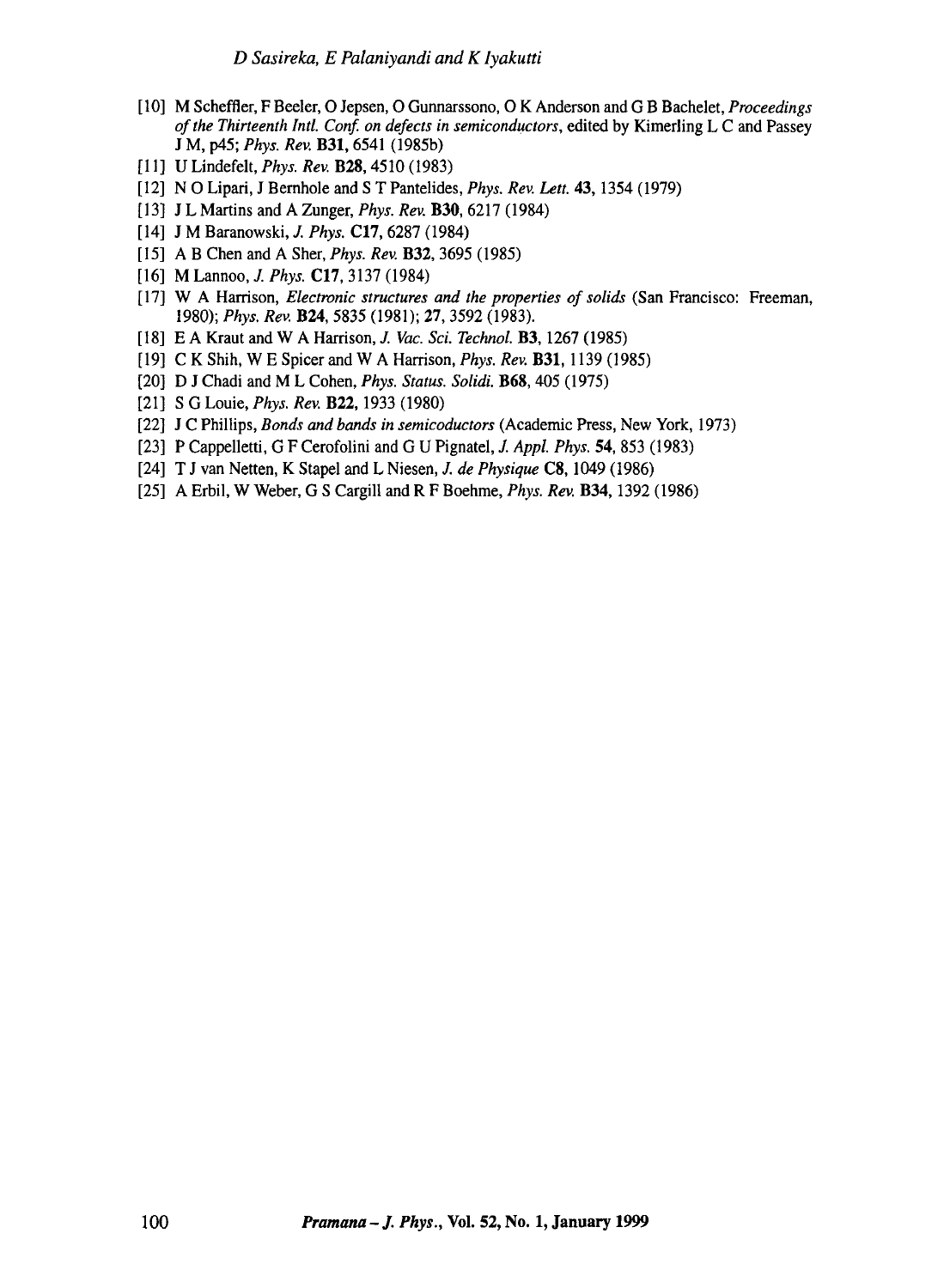- [10] M Scheffler, F Beeler, O Jepsen, O Gunnarssono, O K Anderson and G B Bachelet, *Proceedings of the Thirteenth Intl. Conf. on defects in semiconductors*, edited by Kimerling L C and Passey J M, p45; *Phys. Rev.* **B31**, 6541 (1985b)
- [11] U Lindefelt, *Phys. Rev.* **B28**, 4510 (1983)
- [12] N O Lipari, J Bernhole and S T Pantelides, *Phys. Rev. Lett.* **43**, 1354 (1979)
- [13] J L Martins and A Zunger, *Phys. Rev.* **B30**, 6217 (1984)
- [14] J M Baranowski, *J. Phys.* **C17**, 6287 (1984)
- [15] A B Chen and A Sher, *Phys. Rev.* **B32**, 3695 (1985)
- [16] M Lannoo, *J. Phys.* **C17**, 3137 (1984)
- [17] W A Harrison, *Electronic structures and the properties of solids* (San Francisco: Freeman, 1980); *Phys. Rev.* **B24**, 5835 (1981); **27**, 3592 (1983).
- [18] E A Kraut and W A Harrison, *J. Vac. Sci. Technol.* **B3**, 1267 (1985)
- [19] C K Shih, W E Spicer and W A Harrison, *Phys. Rev.* **B31**, 1139 (1985)
- [20] D J Chadi and M L Cohen, *Phys. Status. Solidi.* **B68**, 405 (1975)
- [21] S G Louie, *Phys. Rev.* **B22**, 1933 (1980)
- [22] J C Phillips, *Bonds and bands in semicoductors* (Academic Press, New York, 1973)
- [23] P Cappelletti, G F Cerofolini and G U Pignatel, *J. Appl. Phys.* **54**, 853 (1983)
- [24] T J van Netten, K Stapel and L Niesen, *J. de Physique* **C8**, 1049 (1986)
- [25] A Erbil, W Weber, G S Cargill and R F Boehme, *Phys. Rev.* **B34**, 1392 (1986)